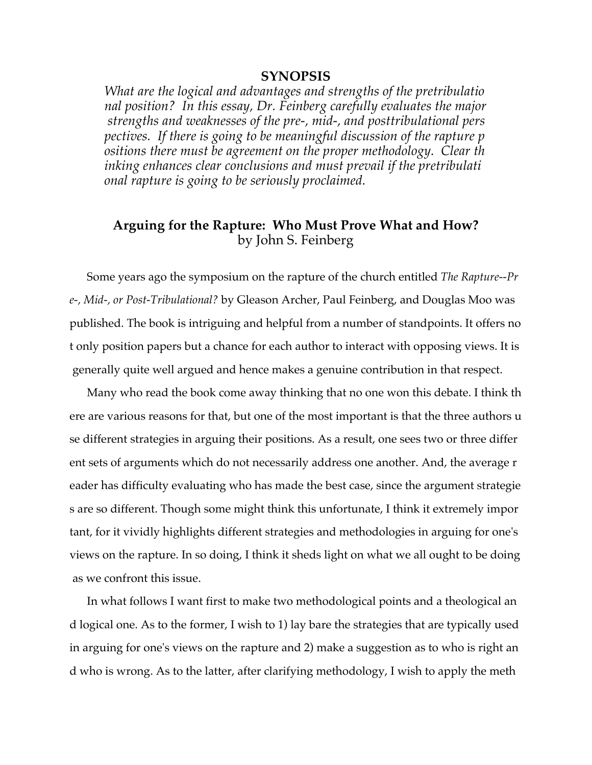**SYNOPSIS**

*What are the logical and advantages and strengths of the pretribulational position? In this essay, Dr. Feinberg carefully evaluates the major strengths and weaknesses of the pre-, mid-, and posttribulational perspectives. If there is going to be meaningful discussion of the rapture positions there must be agreement on the proper methodology. Clear thinking enhances clear conclusions and must prevail if the pretribulational rapture is going to be seriously proclaimed.*

## Arguing for the Rapture: Who Must Prove What and How?

by John S. Feinberg

Some years ago the symposium on the rapture of the church entitled *The Rapture--Pre-, Mid-, or Post-Tribulational?* by Gleason Archer, Paul Feinberg, and Douglas Moo was published. The book is intriguing and helpful from a number of standpoints. It offers not only position papers but a chance for each author to interact with opposing views. It is generally quite well argued and hence makes a genuine contribution in that respect.

Many who read the book come away thinking that no one won this debate. I think there are various reasons for that, but one of the most important is that the three authors use different strategies in arguing their positions. As a result, one sees two or three different sets of arguments which do not necessarily address one another. And, the average reader has difficulty evaluating who has made the best case, since the argument strategies are so different. Though some might think this unfortunate, I think it extremely important, for it vividly highlights different strategies and methodologies in arguing for one's views on the rapture. In so doing, I think it sheds light on what we all ought to be doing as we confront this issue.

In what follows I want first to make two methodological points and a theological and logical one. As to the former, I wish to 1) lay bare the strategies that are typically used in arguing for one's views on the rapture and 2) make a suggestion as to who is right and who is wrong. As to the latter, after clarifying methodology, I wish to apply the meth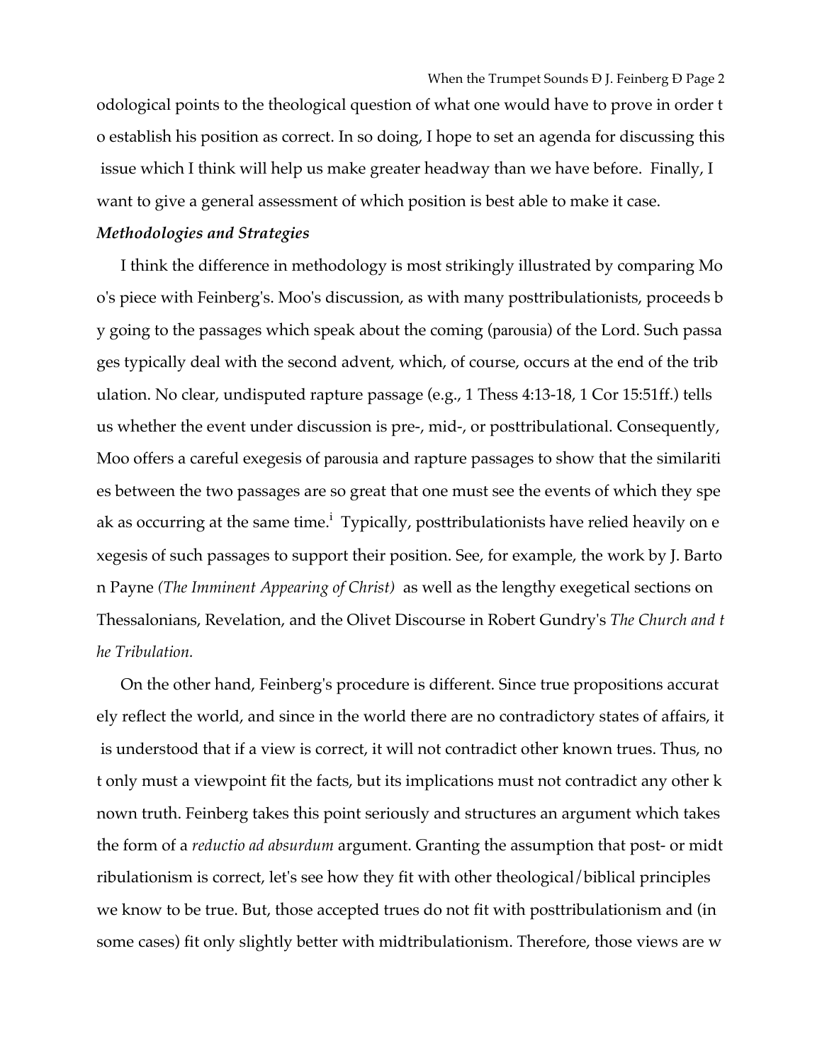odological points to the theological question of what one would have to prove in order to establish his position as correct. In so doing, I hope to set an agenda for discussing this issue which I think will help us make greater headway than we have before. Finally, I want to give a general assessment of which position is best able to make it case.

***Methodologies and Strategies***

I think the difference in methodology is most strikingly illustrated by comparing Moo's piece with Feinberg's. Moo's discussion, as with many posttribulationists, proceeds by going to the passages which speak about the coming (parousia) of the Lord. Such passages typically deal with the second advent, which, of course, occurs at the end of the tribulation. No clear, undisputed rapture passage (e.g., 1 Thess 4:13-18, 1 Cor 15:51ff.) tells us whether the event under discussion is pre-, mid-, or posttribulational. Consequently, Moo offers a careful exegesis of parousia and rapture passages to show that the similarities between the two passages are so great that one must see the events of which they speak as occurring at the same time.[i] Typically, posttribulationists have relied heavily on exegesis of such passages to support their position. See, for example, the work by J. Barton Payne *(The Imminent Appearing of Christ)* as well as the lengthy exegetical sections on Thessalonians, Revelation, and the Olivet Discourse in Robert Gundry's *The Church and the Tribulation.*

On the other hand, Feinberg's procedure is different. Since true propositions accurately reflect the world, and since in the world there are no contradictory states of affairs, it is understood that if a view is correct, it will not contradict other known trues. Thus, not only must a viewpoint fit the facts, but its implications must not contradict any other known truth. Feinberg takes this point seriously and structures an argument which takes the form of a *reductio ad absurdum* argument. Granting the assumption that post- or midtribulationism is correct, let's see how they fit with other theological/biblical principles we know to be true. But, those accepted trues do not fit with posttribulationism and (in some cases) fit only slightly better with midtribulationism. Therefore, those views are w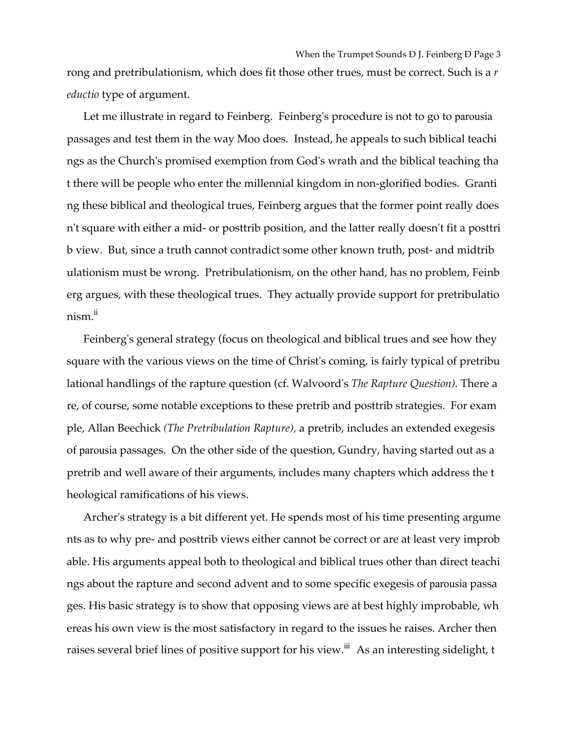rong and pretribulationism, which does fit those other trues, must be correct. Such is a *reductio* type of argument.

Let me illustrate in regard to Feinberg. Feinberg's procedure is not to go to parousia passages and test them in the way Moo does. Instead, he appeals to such biblical teachings as the Church's promised exemption from God's wrath and the biblical teaching that there will be people who enter the millennial kingdom in non-glorified bodies. Granting these biblical and theological trues, Feinberg argues that the former point really doesn't square with either a mid- or posttrib position, and the latter really doesn't fit a posttrib view. But, since a truth cannot contradict some other known truth, post- and midtribulationism must be wrong. Pretribulationism, on the other hand, has no problem, Feinberg argues, with these theological trues. They actually provide support for pretribulationism.[ii]

Feinberg's general strategy (focus on theological and biblical trues and see how they square with the various views on the time of Christ's coming, is fairly typical of pretribulational handlings of the rapture question (cf. Walvoord's *The Rapture Question).* There are, of course, some notable exceptions to these pretrib and posttrib strategies. For example, Allan Beechick *(The Pretribulation Rapture)*, a pretrib, includes an extended exegesis of parousia passages. On the other side of the question, Gundry, having started out as a pretrib and well aware of their arguments, includes many chapters which address the theological ramifications of his views.

Archer's strategy is a bit different yet. He spends most of his time presenting arguments as to why pre- and posttrib views either cannot be correct or are at least very improbable. His arguments appeal both to theological and biblical trues other than direct teachings about the rapture and second advent and to some specific exegesis of parousia passages. His basic strategy is to show that opposing views are at best highly improbable, whereas his own view is the most satisfactory in regard to the issues he raises. Archer then raises several brief lines of positive support for his view.[iii] As an interesting sidelight, t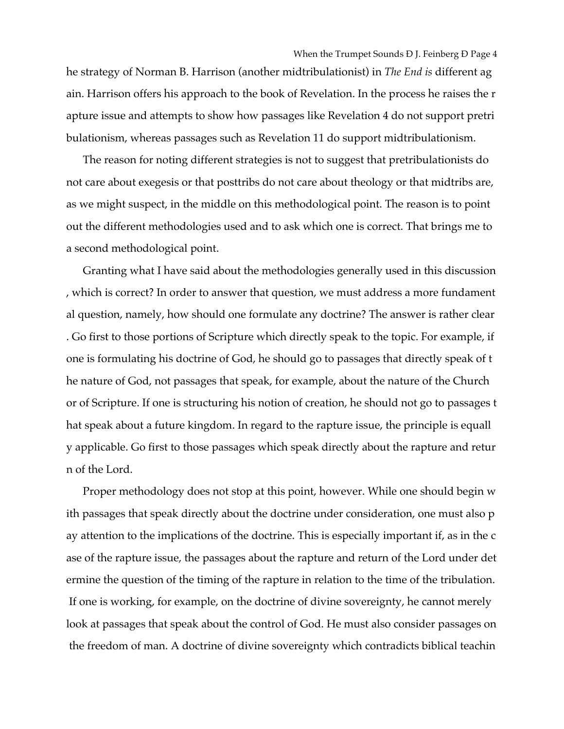he strategy of Norman B. Harrison (another midtribulationist) in *The End is* different again. Harrison offers his approach to the book of Revelation. In the process he raises the rapture issue and attempts to show how passages like Revelation 4 do not support pretribulationism, whereas passages such as Revelation 11 do support midtribulationism.

The reason for noting different strategies is not to suggest that pretribulationists do not care about exegesis or that posttribs do not care about theology or that midtribs are, as we might suspect, in the middle on this methodological point. The reason is to point out the different methodologies used and to ask which one is correct. That brings me to a second methodological point.

Granting what I have said about the methodologies generally used in this discussion, which is correct? In order to answer that question, we must address a more fundamental question, namely, how should one formulate any doctrine? The answer is rather clear. Go first to those portions of Scripture which directly speak to the topic. For example, if one is formulating his doctrine of God, he should go to passages that directly speak of the nature of God, not passages that speak, for example, about the nature of the Church or of Scripture. If one is structuring his notion of creation, he should not go to passages that speak about a future kingdom. In regard to the rapture issue, the principle is equally applicable. Go first to those passages which speak directly about the rapture and return of the Lord.

Proper methodology does not stop at this point, however. While one should begin with passages that speak directly about the doctrine under consideration, one must also pay attention to the implications of the doctrine. This is especially important if, as in the case of the rapture issue, the passages about the rapture and return of the Lord underdetermine the question of the timing of the rapture in relation to the time of the tribulation. If one is working, for example, on the doctrine of divine sovereignty, he cannot merely look at passages that speak about the control of God. He must also consider passages on the freedom of man. A doctrine of divine sovereignty which contradicts biblical teachin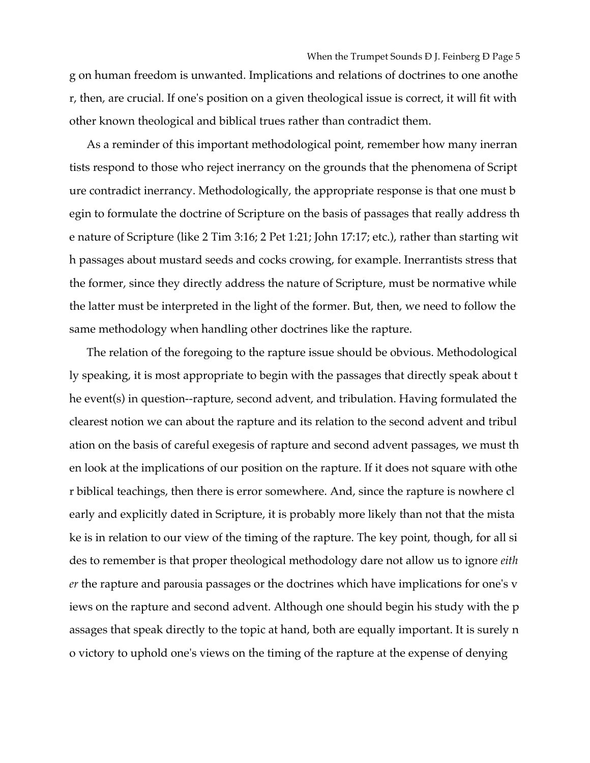g on human freedom is unwanted. Implications and relations of doctrines to one another, then, are crucial. If one's position on a given theological issue is correct, it will fit with other known theological and biblical trues rather than contradict them.

As a reminder of this important methodological point, remember how many inerrantists respond to those who reject inerrancy on the grounds that the phenomena of Scripture contradict inerrancy. Methodologically, the appropriate response is that one must begin to formulate the doctrine of Scripture on the basis of passages that really address the nature of Scripture (like 2 Tim 3:16; 2 Pet 1:21; John 17:17; etc.), rather than starting with passages about mustard seeds and cocks crowing, for example. Inerrantists stress that the former, since they directly address the nature of Scripture, must be normative while the latter must be interpreted in the light of the former. But, then, we need to follow the same methodology when handling other doctrines like the rapture.

The relation of the foregoing to the rapture issue should be obvious. Methodologically speaking, it is most appropriate to begin with the passages that directly speak about the event(s) in question--rapture, second advent, and tribulation. Having formulated the clearest notion we can about the rapture and its relation to the second advent and tribulation on the basis of careful exegesis of rapture and second advent passages, we must then look at the implications of our position on the rapture. If it does not square with other biblical teachings, then there is error somewhere. And, since the rapture is nowhere clearly and explicitly dated in Scripture, it is probably more likely than not that the mistake is in relation to our view of the timing of the rapture. The key point, though, for all sides to remember is that proper theological methodology dare not allow us to ignore *either* the rapture and parousia passages or the doctrines which have implications for one's views on the rapture and second advent. Although one should begin his study with the passages that speak directly to the topic at hand, both are equally important. It is surely no victory to uphold one's views on the timing of the rapture at the expense of denying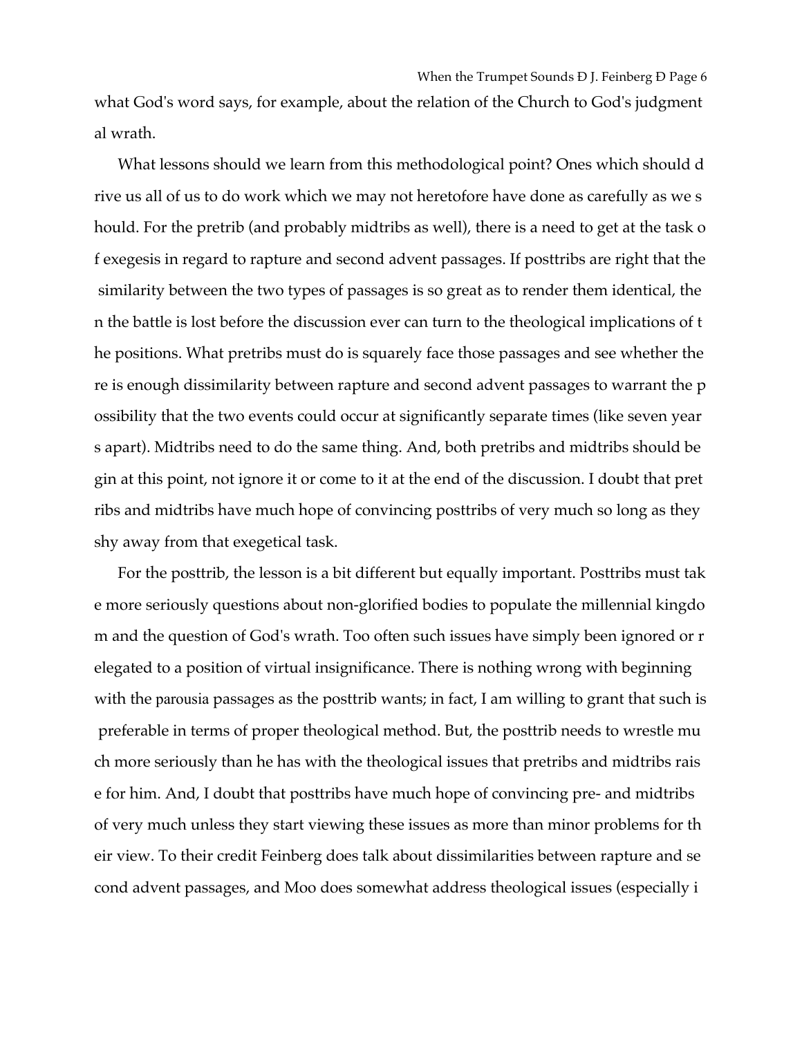what God's word says, for example, about the relation of the Church to God's judgmental wrath.

What lessons should we learn from this methodological point? Ones which should drive us all of us to do work which we may not heretofore have done as carefully as we should. For the pretrib (and probably midtribs as well), there is a need to get at the task of exegesis in regard to rapture and second advent passages. If posttribs are right that the similarity between the two types of passages is so great as to render them identical, then the battle is lost before the discussion ever can turn to the theological implications of the positions. What pretribs must do is squarely face those passages and see whether there is enough dissimilarity between rapture and second advent passages to warrant the possibility that the two events could occur at significantly separate times (like seven years apart). Midtribs need to do the same thing. And, both pretribs and midtribs should begin at this point, not ignore it or come to it at the end of the discussion. I doubt that pretribs and midtribs have much hope of convincing posttribs of very much so long as they shy away from that exegetical task.

For the posttrib, the lesson is a bit different but equally important. Posttribs must take more seriously questions about non-glorified bodies to populate the millennial kingdom and the question of God's wrath. Too often such issues have simply been ignored or relegated to a position of virtual insignificance. There is nothing wrong with beginning with the parousia passages as the posttrib wants; in fact, I am willing to grant that such is preferable in terms of proper theological method. But, the posttrib needs to wrestle much more seriously than he has with the theological issues that pretribs and midtribs raise for him. And, I doubt that posttribs have much hope of convincing pre- and midtribs of very much unless they start viewing these issues as more than minor problems for their view. To their credit Feinberg does talk about dissimilarities between rapture and second advent passages, and Moo does somewhat address theological issues (especially i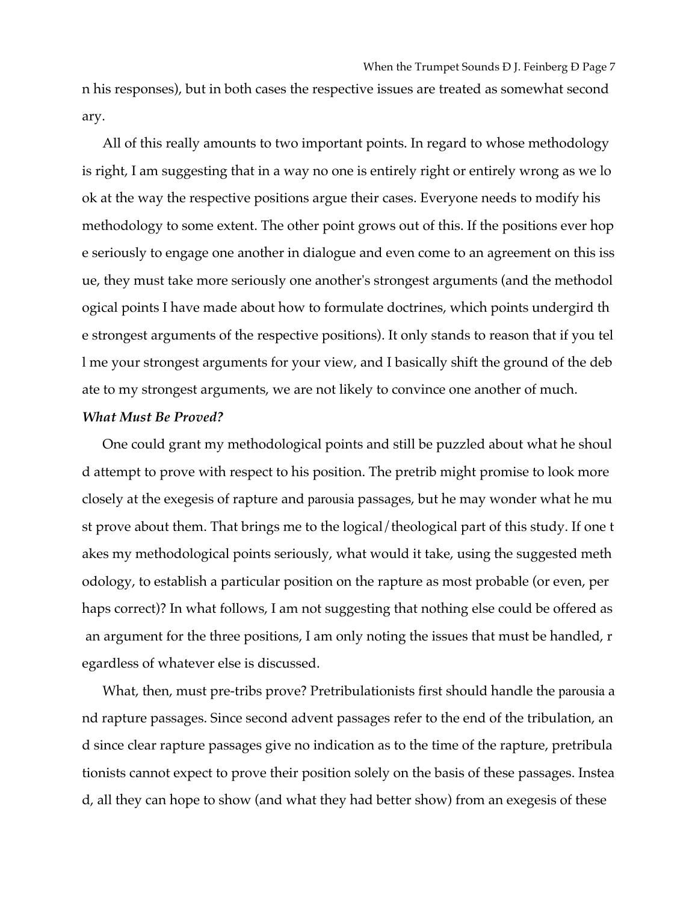n his responses), but in both cases the respective issues are treated as somewhat secondary.

All of this really amounts to two important points. In regard to whose methodology is right, I am suggesting that in a way no one is entirely right or entirely wrong as we look at the way the respective positions argue their cases. Everyone needs to modify his methodology to some extent. The other point grows out of this. If the positions ever hope seriously to engage one another in dialogue and even come to an agreement on this issue, they must take more seriously one another's strongest arguments (and the methodological points I have made about how to formulate doctrines, which points undergird the strongest arguments of the respective positions). It only stands to reason that if you tell me your strongest arguments for your view, and I basically shift the ground of the debate to my strongest arguments, we are not likely to convince one another of much.

***What Must Be Proved?***

One could grant my methodological points and still be puzzled about what he should attempt to prove with respect to his position. The pretrib might promise to look more closely at the exegesis of rapture and parousia passages, but he may wonder what he must prove about them. That brings me to the logical/theological part of this study. If one takes my methodological points seriously, what would it take, using the suggested methodology, to establish a particular position on the rapture as most probable (or even, perhaps correct)? In what follows, I am not suggesting that nothing else could be offered as an argument for the three positions, I am only noting the issues that must be handled, regardless of whatever else is discussed.

What, then, must pre-tribs prove? Pretribulationists first should handle the parousia and rapture passages. Since second advent passages refer to the end of the tribulation, and since clear rapture passages give no indication as to the time of the rapture, pretribulationists cannot expect to prove their position solely on the basis of these passages. Instead, all they can hope to show (and what they had better show) from an exegesis of these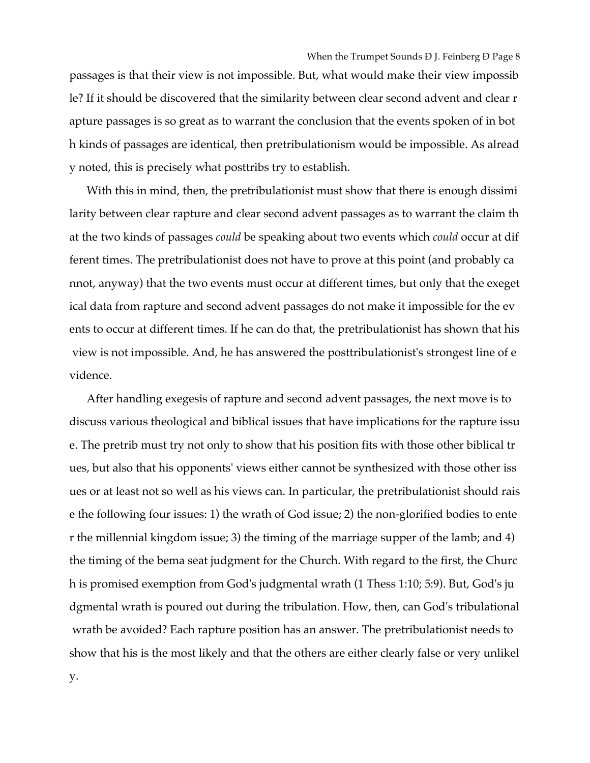passages is that their view is not impossible. But, what would make their view impossible? If it should be discovered that the similarity between clear second advent and clear rapture passages is so great as to warrant the conclusion that the events spoken of in both kinds of passages are identical, then pretribulationism would be impossible. As already noted, this is precisely what posttribs try to establish.

With this in mind, then, the pretribulationist must show that there is enough dissimilarity between clear rapture and clear second advent passages as to warrant the claim that the two kinds of passages *could* be speaking about two events which *could* occur at different times. The pretribulationist does not have to prove at this point (and probably cannot, anyway) that the two events must occur at different times, but only that the exegetical data from rapture and second advent passages do not make it impossible for the events to occur at different times. If he can do that, the pretribulationist has shown that his view is not impossible. And, he has answered the posttribulationist's strongest line of evidence.

After handling exegesis of rapture and second advent passages, the next move is to discuss various theological and biblical issues that have implications for the rapture issue. The pretrib must try not only to show that his position fits with those other biblical trues, but also that his opponents' views either cannot be synthesized with those other issues or at least not so well as his views can. In particular, the pretribulationist should raise the following four issues: 1) the wrath of God issue; 2) the non-glorified bodies to enter the millennial kingdom issue; 3) the timing of the marriage supper of the lamb; and 4) the timing of the bema seat judgment for the Church. With regard to the first, the Church is promised exemption from God's judgmental wrath (1 Thess 1:10; 5:9). But, God's judgmental wrath is poured out during the tribulation. How, then, can God's tribulational wrath be avoided? Each rapture position has an answer. The pretribulationist needs to show that his is the most likely and that the others are either clearly false or very unlikely.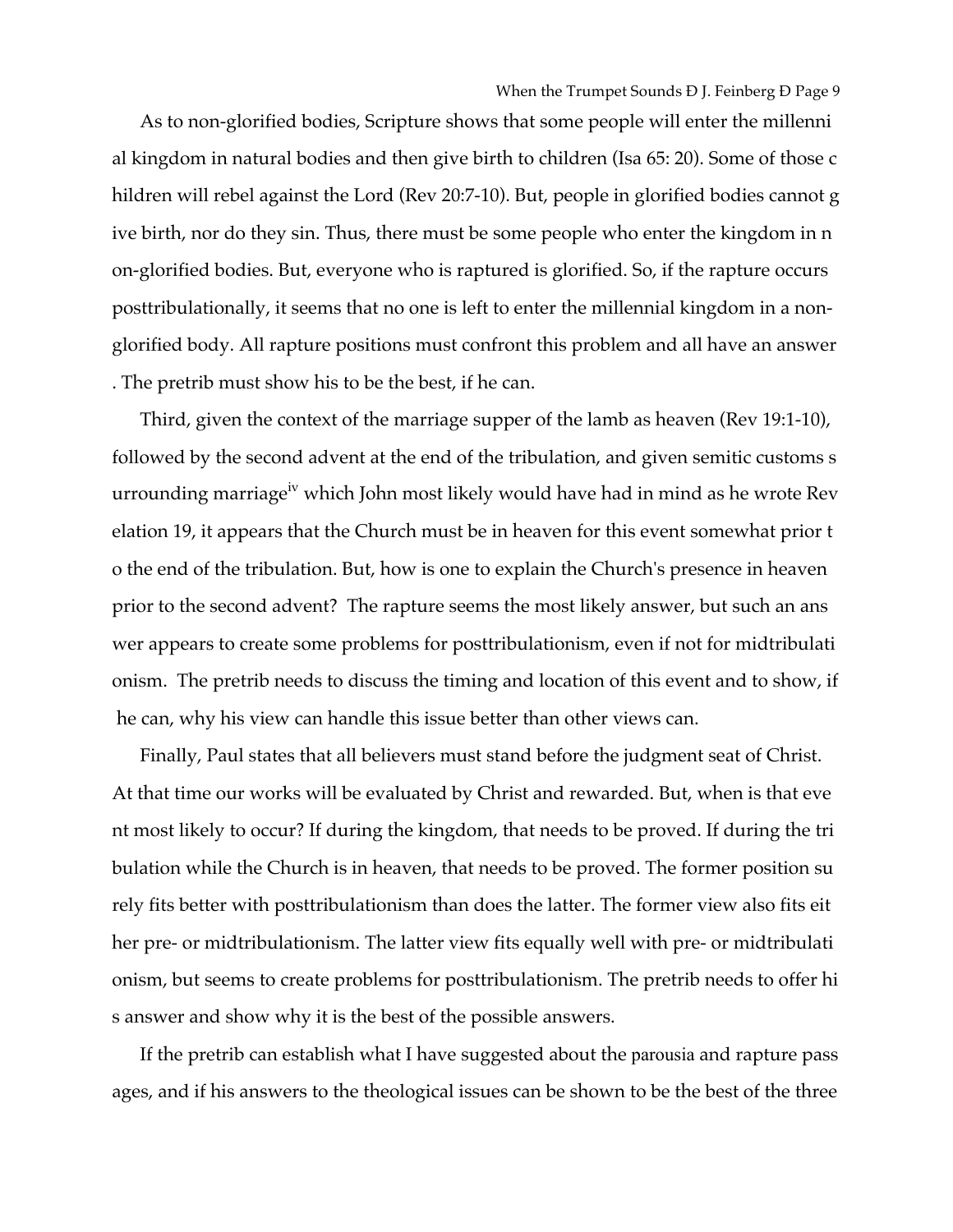As to non-glorified bodies, Scripture shows that some people will enter the millennial kingdom in natural bodies and then give birth to children (Isa 65: 20). Some of those children will rebel against the Lord (Rev 20:7-10). But, people in glorified bodies cannot give birth, nor do they sin. Thus, there must be some people who enter the kingdom in non-glorified bodies. But, everyone who is raptured is glorified. So, if the rapture occurs posttribulationally, it seems that no one is left to enter the millennial kingdom in a non-glorified body. All rapture positions must confront this problem and all have an answer. The pretrib must show his to be the best, if he can.

Third, given the context of the marriage supper of the lamb as heaven (Rev 19:1-10), followed by the second advent at the end of the tribulation, and given semitic customs surrounding marriage[iv] which John most likely would have had in mind as he wrote Revelation 19, it appears that the Church must be in heaven for this event somewhat prior to the end of the tribulation. But, how is one to explain the Church's presence in heaven prior to the second advent? The rapture seems the most likely answer, but such an answer appears to create some problems for posttribulationism, even if not for midtribulationism. The pretrib needs to discuss the timing and location of this event and to show, if he can, why his view can handle this issue better than other views can.

Finally, Paul states that all believers must stand before the judgment seat of Christ. At that time our works will be evaluated by Christ and rewarded. But, when is that event most likely to occur? If during the kingdom, that needs to be proved. If during the tribulation while the Church is in heaven, that needs to be proved. The former position surely fits better with posttribulationism than does the latter. The former view also fits either pre- or midtribulationism. The latter view fits equally well with pre- or midtribulationism, but seems to create problems for posttribulationism. The pretrib needs to offer his answer and show why it is the best of the possible answers.

If the pretrib can establish what I have suggested about the parousia and rapture passages, and if his answers to the theological issues can be shown to be the best of the three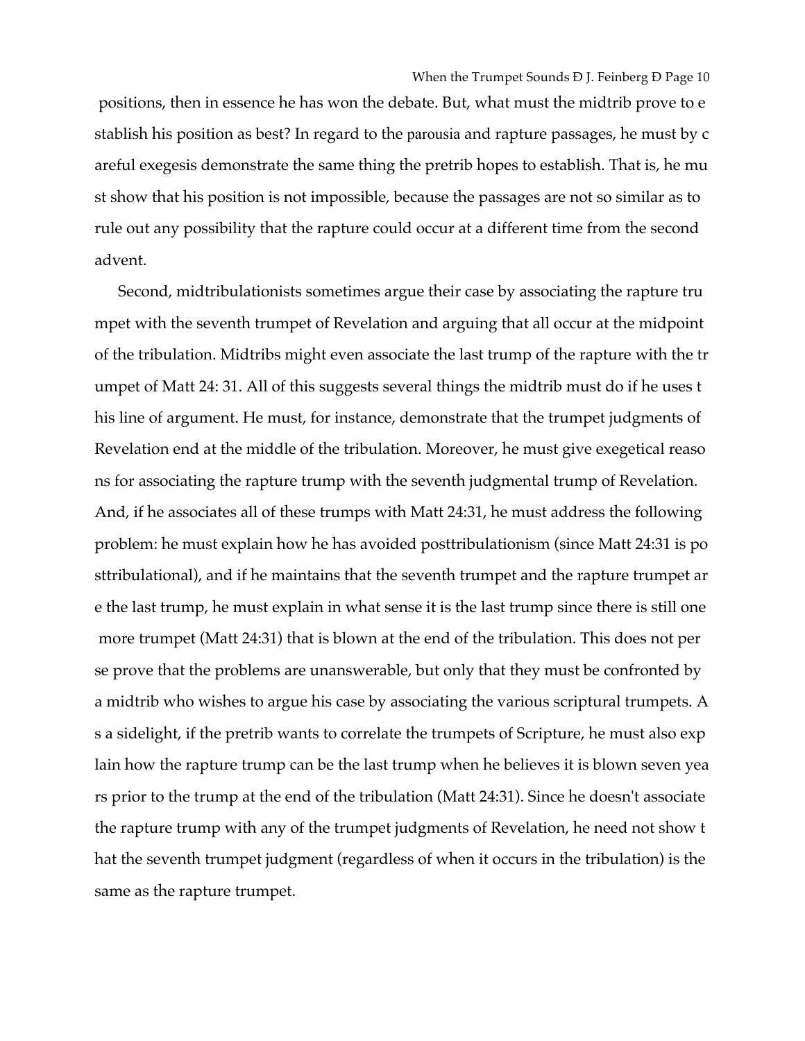positions, then in essence he has won the debate. But, what must the midtrib prove to establish his position as best? In regard to the *parousia* and rapture passages, he must by careful exegesis demonstrate the same thing the pretrib hopes to establish. That is, he must show that his position is not impossible, because the passages are not so similar as to rule out any possibility that the rapture could occur at a different time from the second advent.

Second, midtribulationists sometimes argue their case by associating the rapture trumpet with the seventh trumpet of Revelation and arguing that all occur at the midpoint of the tribulation. Midtribs might even associate the last trump of the rapture with the trumpet of Matt 24: 31. All of this suggests several things the midtrib must do if he uses this line of argument. He must, for instance, demonstrate that the trumpet judgments of Revelation end at the middle of the tribulation. Moreover, he must give exegetical reasons for associating the rapture trump with the seventh judgmental trump of Revelation. And, if he associates all of these trumps with Matt 24:31, he must address the following problem: he must explain how he has avoided posttribulationism (since Matt 24:31 is posttribulational), and if he maintains that the seventh trumpet and the rapture trumpet are the last trump, he must explain in what sense it is the last trump since there is still one more trumpet (Matt 24:31) that is blown at the end of the tribulation. This does not per se prove that the problems are unanswerable, but only that they must be confronted by a midtrib who wishes to argue his case by associating the various scriptural trumpets. As a sidelight, if the pretrib wants to correlate the trumpets of Scripture, he must also explain how the rapture trump can be the last trump when he believes it is blown seven years prior to the trump at the end of the tribulation (Matt 24:31). Since he doesn't associate the rapture trump with any of the trumpet judgments of Revelation, he need not show that the seventh trumpet judgment (regardless of when it occurs in the tribulation) is the same as the rapture trumpet.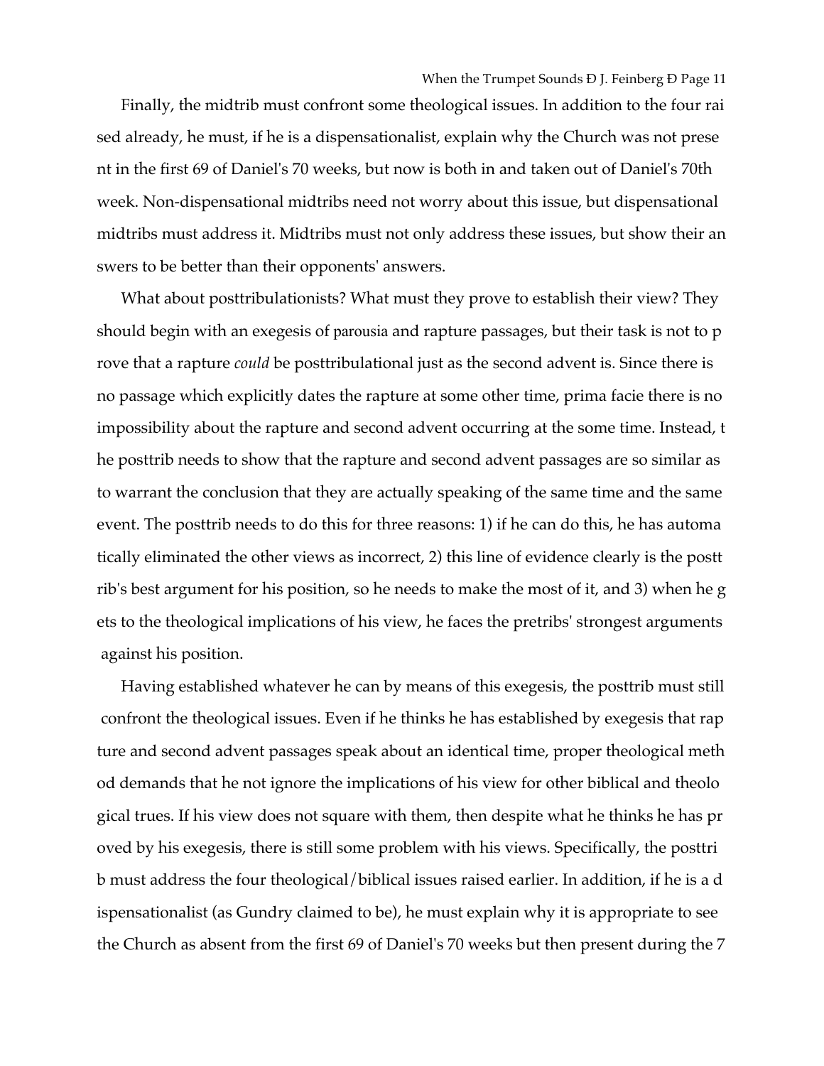Finally, the midtrib must confront some theological issues. In addition to the four raised already, he must, if he is a dispensationalist, explain why the Church was not present in the first 69 of Daniel's 70 weeks, but now is both in and taken out of Daniel's 70th week. Non-dispensational midtribs need not worry about this issue, but dispensational midtribs must address it. Midtribs must not only address these issues, but show their answers to be better than their opponents' answers.

What about posttribulationists? What must they prove to establish their view? They should begin with an exegesis of parousia and rapture passages, but their task is not to prove that a rapture *could* be posttribulational just as the second advent is. Since there is no passage which explicitly dates the rapture at some other time, prima facie there is no impossibility about the rapture and second advent occurring at the some time. Instead, the posttrib needs to show that the rapture and second advent passages are so similar as to warrant the conclusion that they are actually speaking of the same time and the same event. The posttrib needs to do this for three reasons: 1) if he can do this, he has automatically eliminated the other views as incorrect, 2) this line of evidence clearly is the posttrib's best argument for his position, so he needs to make the most of it, and 3) when he gets to the theological implications of his view, he faces the pretribs' strongest arguments against his position.

Having established whatever he can by means of this exegesis, the posttrib must still confront the theological issues. Even if he thinks he has established by exegesis that rapture and second advent passages speak about an identical time, proper theological method demands that he not ignore the implications of his view for other biblical and theological trues. If his view does not square with them, then despite what he thinks he has proved by his exegesis, there is still some problem with his views. Specifically, the posttrib must address the four theological/biblical issues raised earlier. In addition, if he is a dispensationalist (as Gundry claimed to be), he must explain why it is appropriate to see the Church as absent from the first 69 of Daniel's 70 weeks but then present during the 7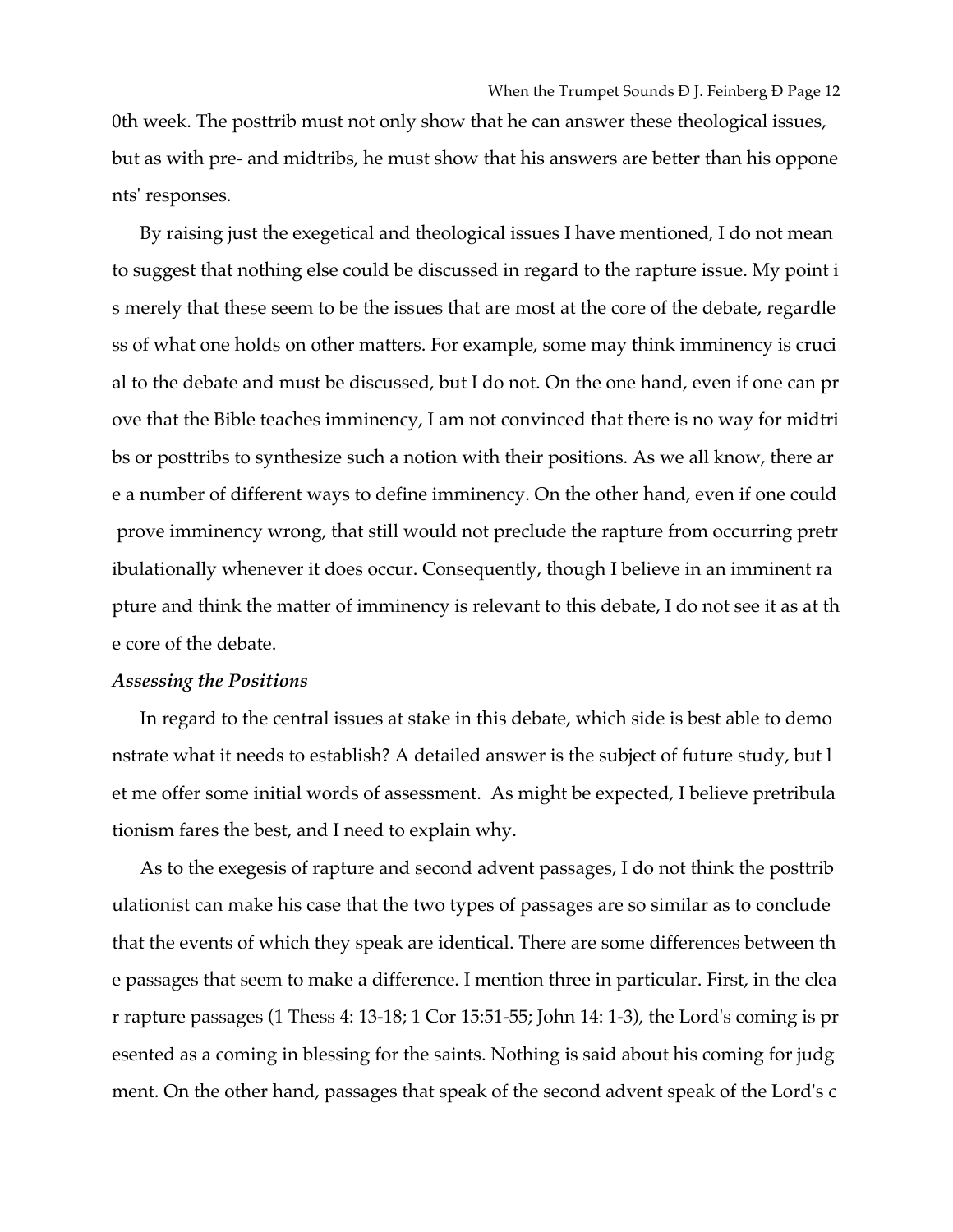0th week. The posttrib must not only show that he can answer these theological issues, but as with pre- and midtribs, he must show that his answers are better than his opponents' responses.

By raising just the exegetical and theological issues I have mentioned, I do not mean to suggest that nothing else could be discussed in regard to the rapture issue. My point is merely that these seem to be the issues that are most at the core of the debate, regardless of what one holds on other matters. For example, some may think imminency is crucial to the debate and must be discussed, but I do not. On the one hand, even if one can prove that the Bible teaches imminency, I am not convinced that there is no way for midtribs or posttribs to synthesize such a notion with their positions. As we all know, there are a number of different ways to define imminency. On the other hand, even if one could prove imminency wrong, that still would not preclude the rapture from occurring pretribulationally whenever it does occur. Consequently, though I believe in an imminent rapture and think the matter of imminency is relevant to this debate, I do not see it as at the core of the debate.

### *Assessing the Positions*

In regard to the central issues at stake in this debate, which side is best able to demonstrate what it needs to establish? A detailed answer is the subject of future study, but let me offer some initial words of assessment. As might be expected, I believe pretribulationism fares the best, and I need to explain why.

As to the exegesis of rapture and second advent passages, I do not think the posttribulationist can make his case that the two types of passages are so similar as to conclude that the events of which they speak are identical. There are some differences between the passages that seem to make a difference. I mention three in particular. First, in the clear rapture passages (1 Thess 4: 13-18; 1 Cor 15:51-55; John 14: 1-3), the Lord's coming is presented as a coming in blessing for the saints. Nothing is said about his coming for judgment. On the other hand, passages that speak of the second advent speak of the Lord's c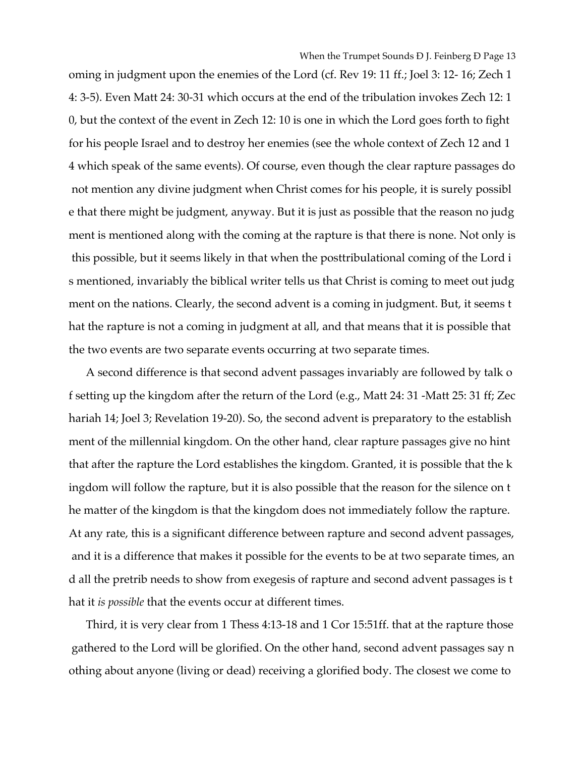oming in judgment upon the enemies of the Lord (cf. Rev 19: 11 ff.; Joel 3: 12- 16; Zech 14: 3-5). Even Matt 24: 30-31 which occurs at the end of the tribulation invokes Zech 12: 10, but the context of the event in Zech 12: 10 is one in which the Lord goes forth to fight for his people Israel and to destroy her enemies (see the whole context of Zech 12 and 14 which speak of the same events). Of course, even though the clear rapture passages do not mention any divine judgment when Christ comes for his people, it is surely possible that there might be judgment, anyway. But it is just as possible that the reason no judgment is mentioned along with the coming at the rapture is that there is none. Not only is this possible, but it seems likely in that when the posttribulational coming of the Lord is mentioned, invariably the biblical writer tells us that Christ is coming to meet out judgment on the nations. Clearly, the second advent is a coming in judgment. But, it seems that the rapture is not a coming in judgment at all, and that means that it is possible that the two events are two separate events occurring at two separate times.

A second difference is that second advent passages invariably are followed by talk of setting up the kingdom after the return of the Lord (e.g., Matt 24: 31 -Matt 25: 31 ff; Zechariah 14; Joel 3; Revelation 19-20). So, the second advent is preparatory to the establishment of the millennial kingdom. On the other hand, clear rapture passages give no hint that after the rapture the Lord establishes the kingdom. Granted, it is possible that the kingdom will follow the rapture, but it is also possible that the reason for the silence on the matter of the kingdom is that the kingdom does not immediately follow the rapture. At any rate, this is a significant difference between rapture and second advent passages, and it is a difference that makes it possible for the events to be at two separate times, and all the pretrib needs to show from exegesis of rapture and second advent passages is that it *is possible* that the events occur at different times.

Third, it is very clear from 1 Thess 4:13-18 and 1 Cor 15:51ff. that at the rapture those gathered to the Lord will be glorified. On the other hand, second advent passages say nothing about anyone (living or dead) receiving a glorified body. The closest we come to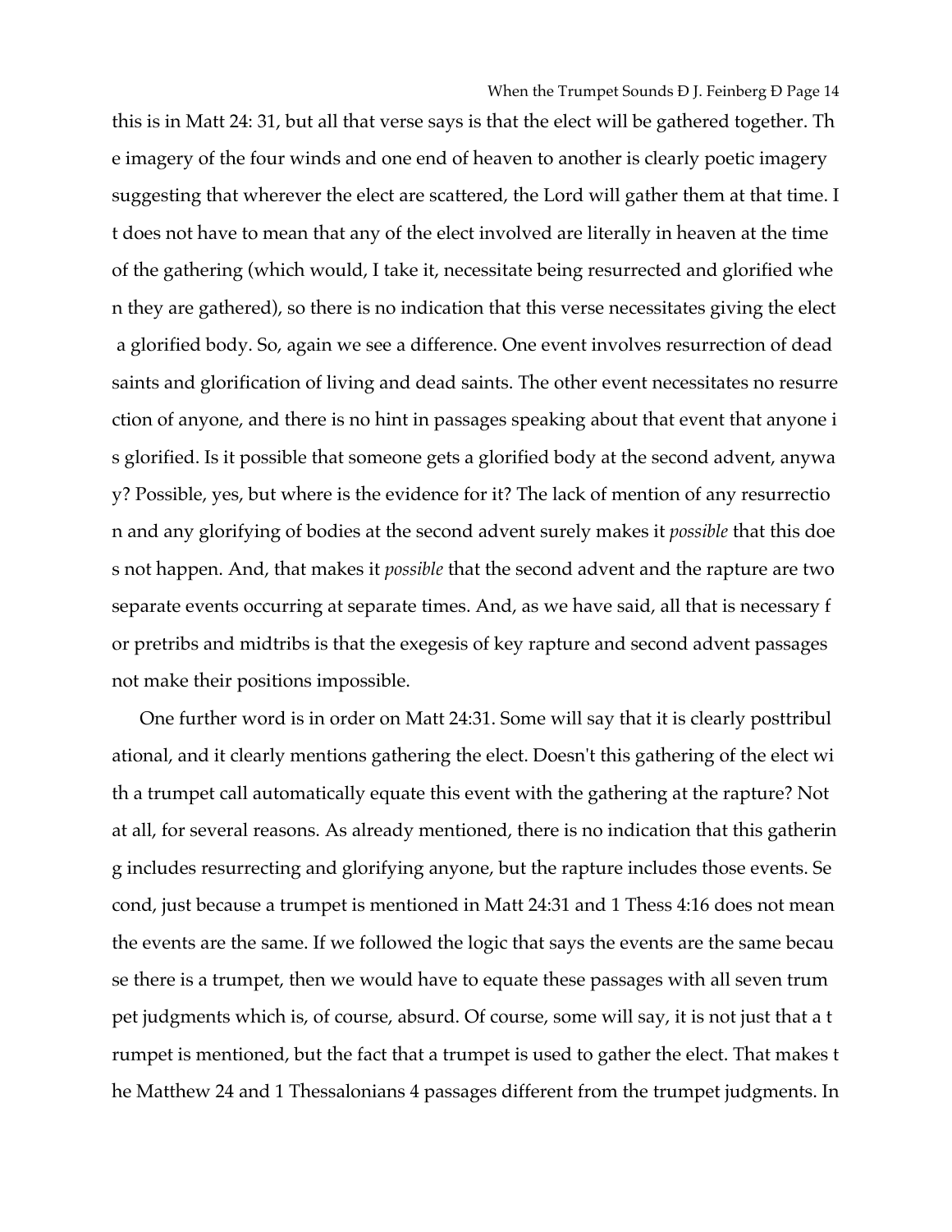this is in Matt 24: 31, but all that verse says is that the elect will be gathered together. The imagery of the four winds and one end of heaven to another is clearly poetic imagery suggesting that wherever the elect are scattered, the Lord will gather them at that time. It does not have to mean that any of the elect involved are literally in heaven at the time of the gathering (which would, I take it, necessitate being resurrected and glorified when they are gathered), so there is no indication that this verse necessitates giving the elect a glorified body. So, again we see a difference. One event involves resurrection of dead saints and glorification of living and dead saints. The other event necessitates no resurrection of anyone, and there is no hint in passages speaking about that event that anyone is glorified. Is it possible that someone gets a glorified body at the second advent, anyway? Possible, yes, but where is the evidence for it? The lack of mention of any resurrection and any glorifying of bodies at the second advent surely makes it *possible* that this does not happen. And, that makes it *possible* that the second advent and the rapture are two separate events occurring at separate times. And, as we have said, all that is necessary for pretribs and midtribs is that the exegesis of key rapture and second advent passages not make their positions impossible.

One further word is in order on Matt 24:31. Some will say that it is clearly posttribulational, and it clearly mentions gathering the elect. Doesn't this gathering of the elect with a trumpet call automatically equate this event with the gathering at the rapture? Not at all, for several reasons. As already mentioned, there is no indication that this gathering includes resurrecting and glorifying anyone, but the rapture includes those events. Second, just because a trumpet is mentioned in Matt 24:31 and 1 Thess 4:16 does not mean the events are the same. If we followed the logic that says the events are the same because there is a trumpet, then we would have to equate these passages with all seven trumpet judgments which is, of course, absurd. Of course, some will say, it is not just that a trumpet is mentioned, but the fact that a trumpet is used to gather the elect. That makes the Matthew 24 and 1 Thessalonians 4 passages different from the trumpet judgments. In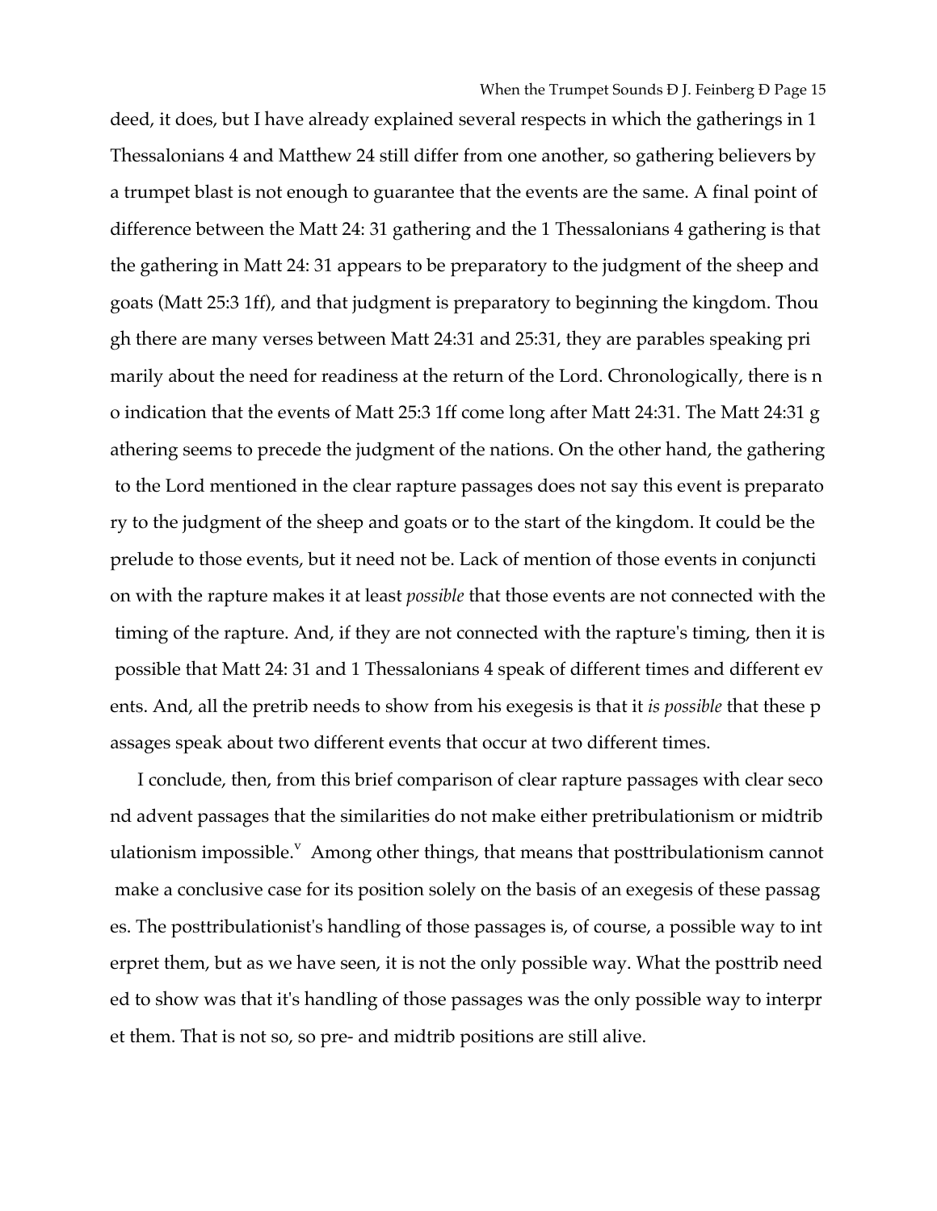deed, it does, but I have already explained several respects in which the gatherings in 1 Thessalonians 4 and Matthew 24 still differ from one another, so gathering believers by a trumpet blast is not enough to guarantee that the events are the same. A final point of difference between the Matt 24: 31 gathering and the 1 Thessalonians 4 gathering is that the gathering in Matt 24: 31 appears to be preparatory to the judgment of the sheep and goats (Matt 25:3 1ff), and that judgment is preparatory to beginning the kingdom. Though there are many verses between Matt 24:31 and 25:31, they are parables speaking primarily about the need for readiness at the return of the Lord. Chronologically, there is no indication that the events of Matt 25:3 1ff come long after Matt 24:31. The Matt 24:31 gathering seems to precede the judgment of the nations. On the other hand, the gathering to the Lord mentioned in the clear rapture passages does not say this event is preparatory to the judgment of the sheep and goats or to the start of the kingdom. It could be the prelude to those events, but it need not be. Lack of mention of those events in conjunction with the rapture makes it at least *possible* that those events are not connected with the timing of the rapture. And, if they are not connected with the rapture's timing, then it is possible that Matt 24: 31 and 1 Thessalonians 4 speak of different times and different events. And, all the pretrib needs to show from his exegesis is that it *is possible* that these passages speak about two different events that occur at two different times.

I conclude, then, from this brief comparison of clear rapture passages with clear second advent passages that the similarities do not make either pretribulationism or midtribulationism impossible.[v] Among other things, that means that posttribulationism cannot make a conclusive case for its position solely on the basis of an exegesis of these passages. The posttribulationist's handling of those passages is, of course, a possible way to interpret them, but as we have seen, it is not the only possible way. What the posttrib needed to show was that it's handling of those passages was the only possible way to interpret them. That is not so, so pre- and midtrib positions are still alive.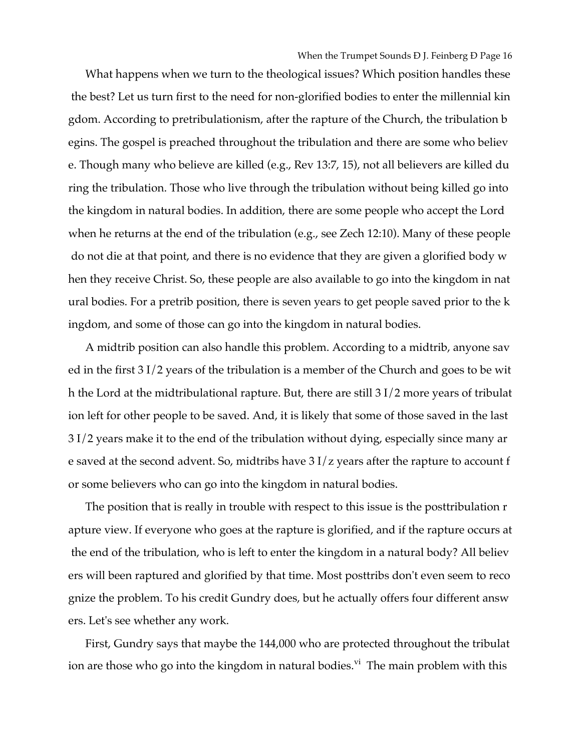What happens when we turn to the theological issues? Which position handles these the best? Let us turn first to the need for non-glorified bodies to enter the millennial kingdom. According to pretribulationism, after the rapture of the Church, the tribulation begins. The gospel is preached throughout the tribulation and there are some who believe. Though many who believe are killed (e.g., Rev 13:7, 15), not all believers are killed during the tribulation. Those who live through the tribulation without being killed go into the kingdom in natural bodies. In addition, there are some people who accept the Lord when he returns at the end of the tribulation (e.g., see Zech 12:10). Many of these people do not die at that point, and there is no evidence that they are given a glorified body when they receive Christ. So, these people are also available to go into the kingdom in natural bodies. For a pretrib position, there is seven years to get people saved prior to the kingdom, and some of those can go into the kingdom in natural bodies.

A midtrib position can also handle this problem. According to a midtrib, anyone saved in the first 3 I/2 years of the tribulation is a member of the Church and goes to be with the Lord at the midtribulational rapture. But, there are still 3 I/2 more years of tribulation left for other people to be saved. And, it is likely that some of those saved in the last 3 I/2 years make it to the end of the tribulation without dying, especially since many are saved at the second advent. So, midtribs have 3 I/z years after the rapture to account for some believers who can go into the kingdom in natural bodies.

The position that is really in trouble with respect to this issue is the posttribulation rapture view. If everyone who goes at the rapture is glorified, and if the rapture occurs at the end of the tribulation, who is left to enter the kingdom in a natural body? All believers will been raptured and glorified by that time. Most posttribs don't even seem to recognize the problem. To his credit Gundry does, but he actually offers four different answers. Let's see whether any work.

First, Gundry says that maybe the 144,000 who are protected throughout the tribulation are those who go into the kingdom in natural bodies.[vi] The main problem with this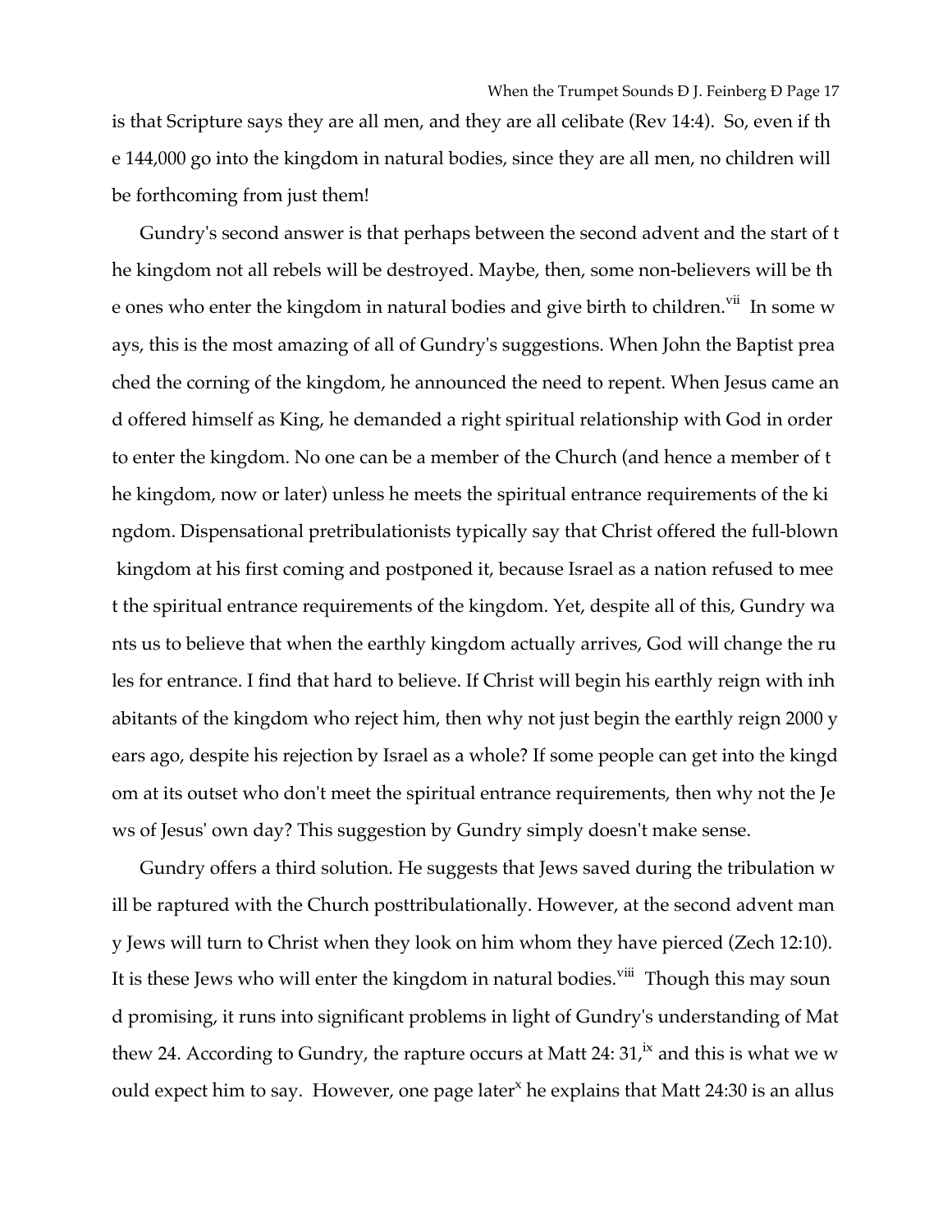is that Scripture says they are all men, and they are all celibate (Rev 14:4). So, even if the 144,000 go into the kingdom in natural bodies, since they are all men, no children will be forthcoming from just them!

Gundry's second answer is that perhaps between the second advent and the start of the kingdom not all rebels will be destroyed. Maybe, then, some non-believers will be the ones who enter the kingdom in natural bodies and give birth to children.[vii] In some ways, this is the most amazing of all of Gundry's suggestions. When John the Baptist preached the corning of the kingdom, he announced the need to repent. When Jesus came and offered himself as King, he demanded a right spiritual relationship with God in order to enter the kingdom. No one can be a member of the Church (and hence a member of the kingdom, now or later) unless he meets the spiritual entrance requirements of the kingdom. Dispensational pretribulationists typically say that Christ offered the full-blown kingdom at his first coming and postponed it, because Israel as a nation refused to meet the spiritual entrance requirements of the kingdom. Yet, despite all of this, Gundry wants us to believe that when the earthly kingdom actually arrives, God will change the rules for entrance. I find that hard to believe. If Christ will begin his earthly reign with inhabitants of the kingdom who reject him, then why not just begin the earthly reign 2000 years ago, despite his rejection by Israel as a whole? If some people can get into the kingdom at its outset who don't meet the spiritual entrance requirements, then why not the Jews of Jesus' own day? This suggestion by Gundry simply doesn't make sense.

Gundry offers a third solution. He suggests that Jews saved during the tribulation will be raptured with the Church posttribulationally. However, at the second advent many Jews will turn to Christ when they look on him whom they have pierced (Zech 12:10). It is these Jews who will enter the kingdom in natural bodies.[viii] Though this may sound promising, it runs into significant problems in light of Gundry's understanding of Matthew 24. According to Gundry, the rapture occurs at Matt 24: 31,[ix] and this is what we would expect him to say. However, one page later[x] he explains that Matt 24:30 is an allus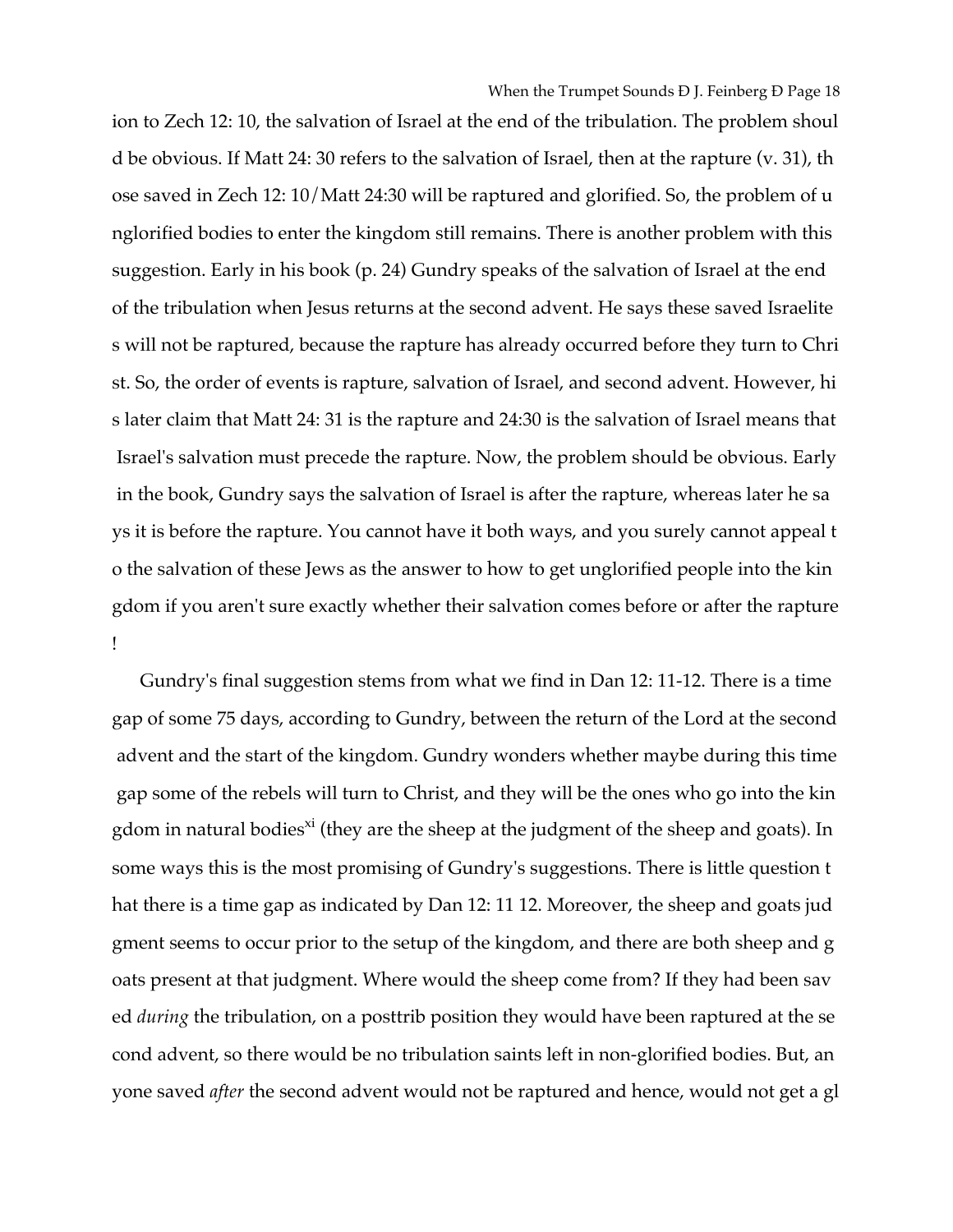ion to Zech 12: 10, the salvation of Israel at the end of the tribulation. The problem should be obvious. If Matt 24: 30 refers to the salvation of Israel, then at the rapture (v. 31), those saved in Zech 12: 10/Matt 24:30 will be raptured and glorified. So, the problem of unglorified bodies to enter the kingdom still remains. There is another problem with this suggestion. Early in his book (p. 24) Gundry speaks of the salvation of Israel at the end of the tribulation when Jesus returns at the second advent. He says these saved Israelites will not be raptured, because the rapture has already occurred before they turn to Christ. So, the order of events is rapture, salvation of Israel, and second advent. However, his later claim that Matt 24: 31 is the rapture and 24:30 is the salvation of Israel means that Israel's salvation must precede the rapture. Now, the problem should be obvious. Early in the book, Gundry says the salvation of Israel is after the rapture, whereas later he says it is before the rapture. You cannot have it both ways, and you surely cannot appeal to the salvation of these Jews as the answer to how to get unglorified people into the kingdom if you aren't sure exactly whether their salvation comes before or after the rapture!

Gundry's final suggestion stems from what we find in Dan 12: 11-12. There is a time gap of some 75 days, according to Gundry, between the return of the Lord at the second advent and the start of the kingdom. Gundry wonders whether maybe during this time gap some of the rebels will turn to Christ, and they will be the ones who go into the kingdom in natural bodies[xi] (they are the sheep at the judgment of the sheep and goats). In some ways this is the most promising of Gundry's suggestions. There is little question that there is a time gap as indicated by Dan 12: 11 12. Moreover, the sheep and goats judgment seems to occur prior to the setup of the kingdom, and there are both sheep and goats present at that judgment. Where would the sheep come from? If they had been saved *during* the tribulation, on a posttrib position they would have been raptured at the second advent, so there would be no tribulation saints left in non-glorified bodies. But, anyone saved *after* the second advent would not be raptured and hence, would not get a gl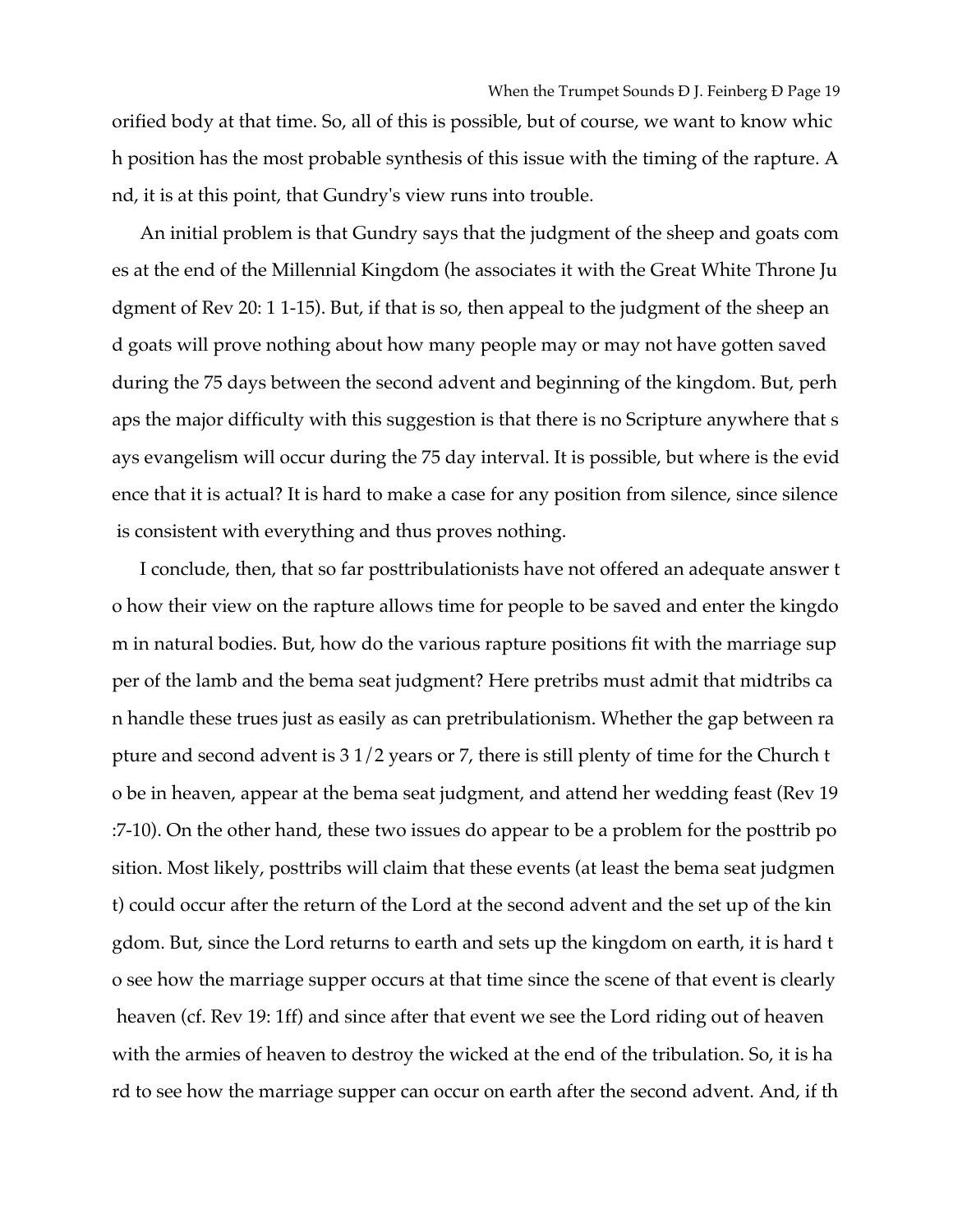orified body at that time. So, all of this is possible, but of course, we want to know which position has the most probable synthesis of this issue with the timing of the rapture. And, it is at this point, that Gundry's view runs into trouble.

An initial problem is that Gundry says that the judgment of the sheep and goats comes at the end of the Millennial Kingdom (he associates it with the Great White Throne Judgment of Rev 20: 1 1-15). But, if that is so, then appeal to the judgment of the sheep and goats will prove nothing about how many people may or may not have gotten saved during the 75 days between the second advent and beginning of the kingdom. But, perhaps the major difficulty with this suggestion is that there is no Scripture anywhere that says evangelism will occur during the 75 day interval. It is possible, but where is the evidence that it is actual? It is hard to make a case for any position from silence, since silence is consistent with everything and thus proves nothing.

I conclude, then, that so far posttribulationists have not offered an adequate answer to how their view on the rapture allows time for people to be saved and enter the kingdom in natural bodies. But, how do the various rapture positions fit with the marriage supper of the lamb and the bema seat judgment? Here pretribs must admit that midtribs can handle these trues just as easily as can pretribulationism. Whether the gap between rapture and second advent is 3 1/2 years or 7, there is still plenty of time for the Church to be in heaven, appear at the bema seat judgment, and attend her wedding feast (Rev 19:7-10). On the other hand, these two issues do appear to be a problem for the posttrib position. Most likely, posttribs will claim that these events (at least the bema seat judgment) could occur after the return of the Lord at the second advent and the set up of the kingdom. But, since the Lord returns to earth and sets up the kingdom on earth, it is hard to see how the marriage supper occurs at that time since the scene of that event is clearly heaven (cf. Rev 19: 1ff) and since after that event we see the Lord riding out of heaven with the armies of heaven to destroy the wicked at the end of the tribulation. So, it is hard to see how the marriage supper can occur on earth after the second advent. And, if th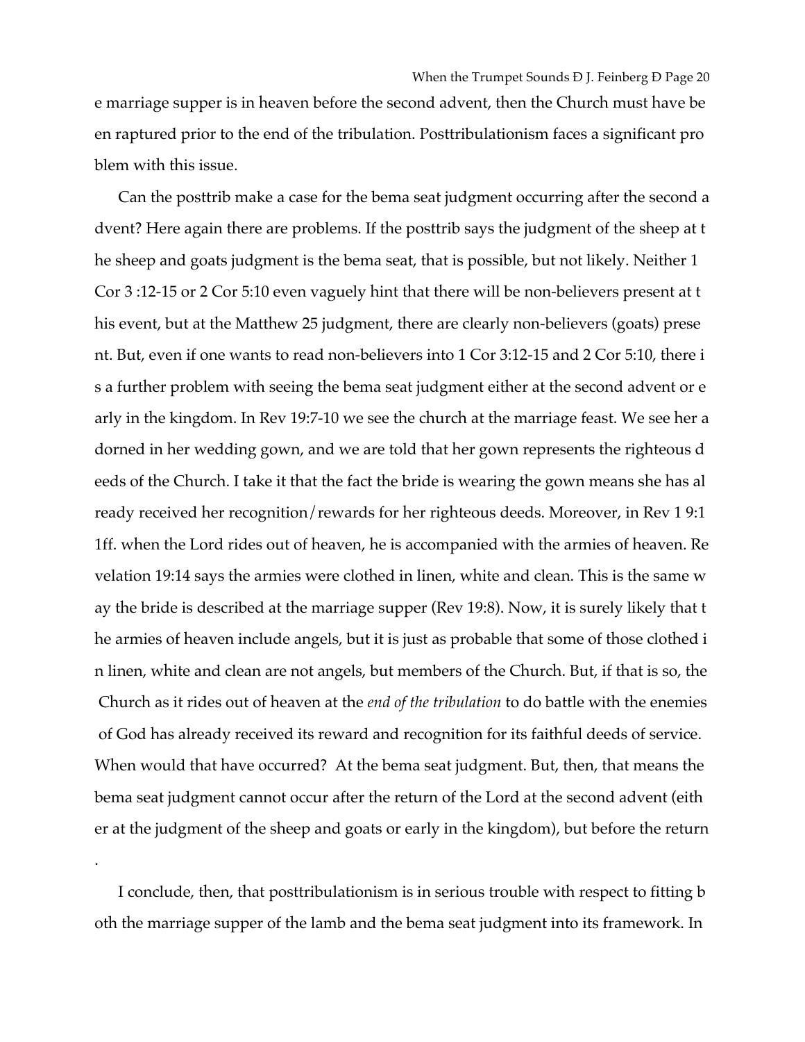e marriage supper is in heaven before the second advent, then the Church must have been raptured prior to the end of the tribulation. Posttribulationism faces a significant problem with this issue.

Can the posttrib make a case for the bema seat judgment occurring after the second advent? Here again there are problems. If the posttrib says the judgment of the sheep at the sheep and goats judgment is the bema seat, that is possible, but not likely. Neither 1 Cor 3 :12-15 or 2 Cor 5:10 even vaguely hint that there will be non-believers present at this event, but at the Matthew 25 judgment, there are clearly non-believers (goats) present. But, even if one wants to read non-believers into 1 Cor 3:12-15 and 2 Cor 5:10, there is a further problem with seeing the bema seat judgment either at the second advent or early in the kingdom. In Rev 19:7-10 we see the church at the marriage feast. We see her adorned in her wedding gown, and we are told that her gown represents the righteous deeds of the Church. I take it that the fact the bride is wearing the gown means she has already received her recognition/rewards for her righteous deeds. Moreover, in Rev 19:11ff. when the Lord rides out of heaven, he is accompanied with the armies of heaven. Revelation 19:14 says the armies were clothed in linen, white and clean. This is the same way the bride is described at the marriage supper (Rev 19:8). Now, it is surely likely that the armies of heaven include angels, but it is just as probable that some of those clothed in linen, white and clean are not angels, but members of the Church. But, if that is so, the Church as it rides out of heaven at the *end of the tribulation* to do battle with the enemies of God has already received its reward and recognition for its faithful deeds of service. When would that have occurred? At the bema seat judgment. But, then, that means the bema seat judgment cannot occur after the return of the Lord at the second advent (either at the judgment of the sheep and goats or early in the kingdom), but before the return.

I conclude, then, that posttribulationism is in serious trouble with respect to fitting both the marriage supper of the lamb and the bema seat judgment into its framework. In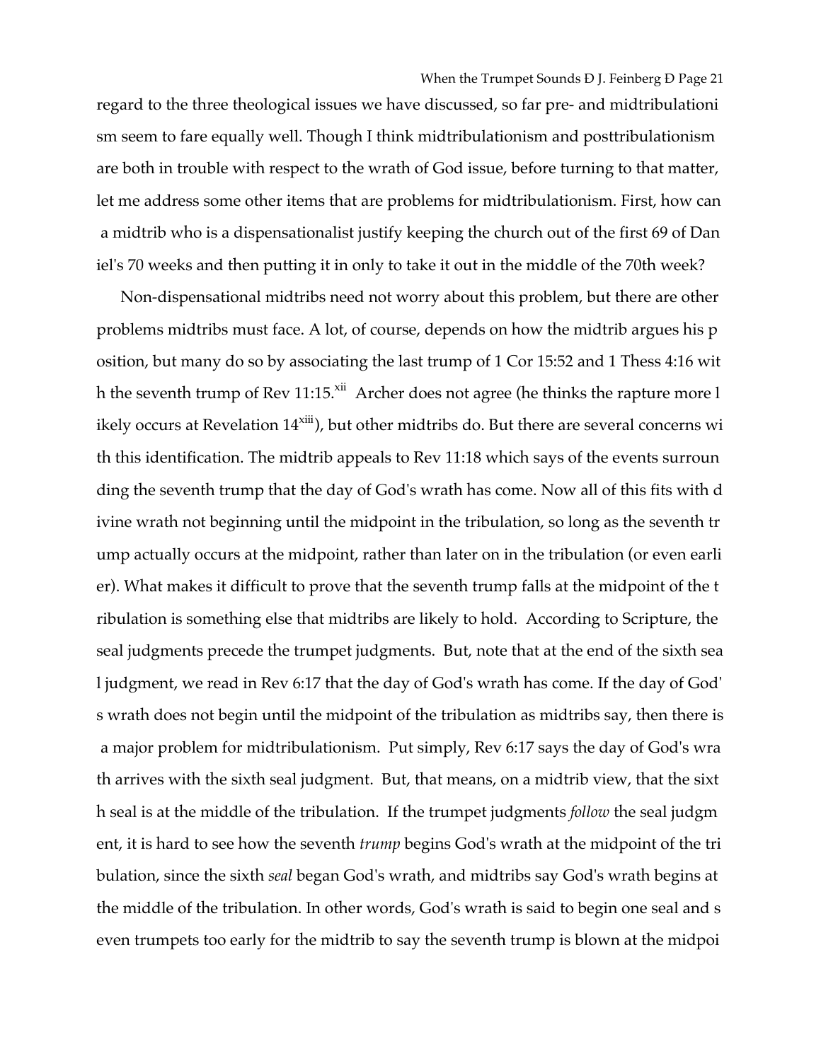regard to the three theological issues we have discussed, so far pre- and midtribulationism seem to fare equally well. Though I think midtribulationism and posttribulationism are both in trouble with respect to the wrath of God issue, before turning to that matter, let me address some other items that are problems for midtribulationism. First, how can a midtrib who is a dispensationalist justify keeping the church out of the first 69 of Daniel's 70 weeks and then putting it in only to take it out in the middle of the 70th week?

Non-dispensational midtribs need not worry about this problem, but there are other problems midtribs must face. A lot, of course, depends on how the midtrib argues his position, but many do so by associating the last trump of 1 Cor 15:52 and 1 Thess 4:16 with the seventh trump of Rev 11:15.[xii] Archer does not agree (he thinks the rapture more likely occurs at Revelation 14[xiii]), but other midtribs do. But there are several concerns with this identification. The midtrib appeals to Rev 11:18 which says of the events surrounding the seventh trump that the day of God's wrath has come. Now all of this fits with divine wrath not beginning until the midpoint in the tribulation, so long as the seventh trump actually occurs at the midpoint, rather than later on in the tribulation (or even earlier). What makes it difficult to prove that the seventh trump falls at the midpoint of the tribulation is something else that midtribs are likely to hold. According to Scripture, the seal judgments precede the trumpet judgments. But, note that at the end of the sixth seal judgment, we read in Rev 6:17 that the day of God's wrath has come. If the day of God's wrath does not begin until the midpoint of the tribulation as midtribs say, then there is a major problem for midtribulationism. Put simply, Rev 6:17 says the day of God's wrath arrives with the sixth seal judgment. But, that means, on a midtrib view, that the sixth seal is at the middle of the tribulation. If the trumpet judgments *follow* the seal judgment, it is hard to see how the seventh *trump* begins God's wrath at the midpoint of the tribulation, since the sixth *seal* began God's wrath, and midtribs say God's wrath begins at the middle of the tribulation. In other words, God's wrath is said to begin one seal and seven trumpets too early for the midtrib to say the seventh trump is blown at the midpoi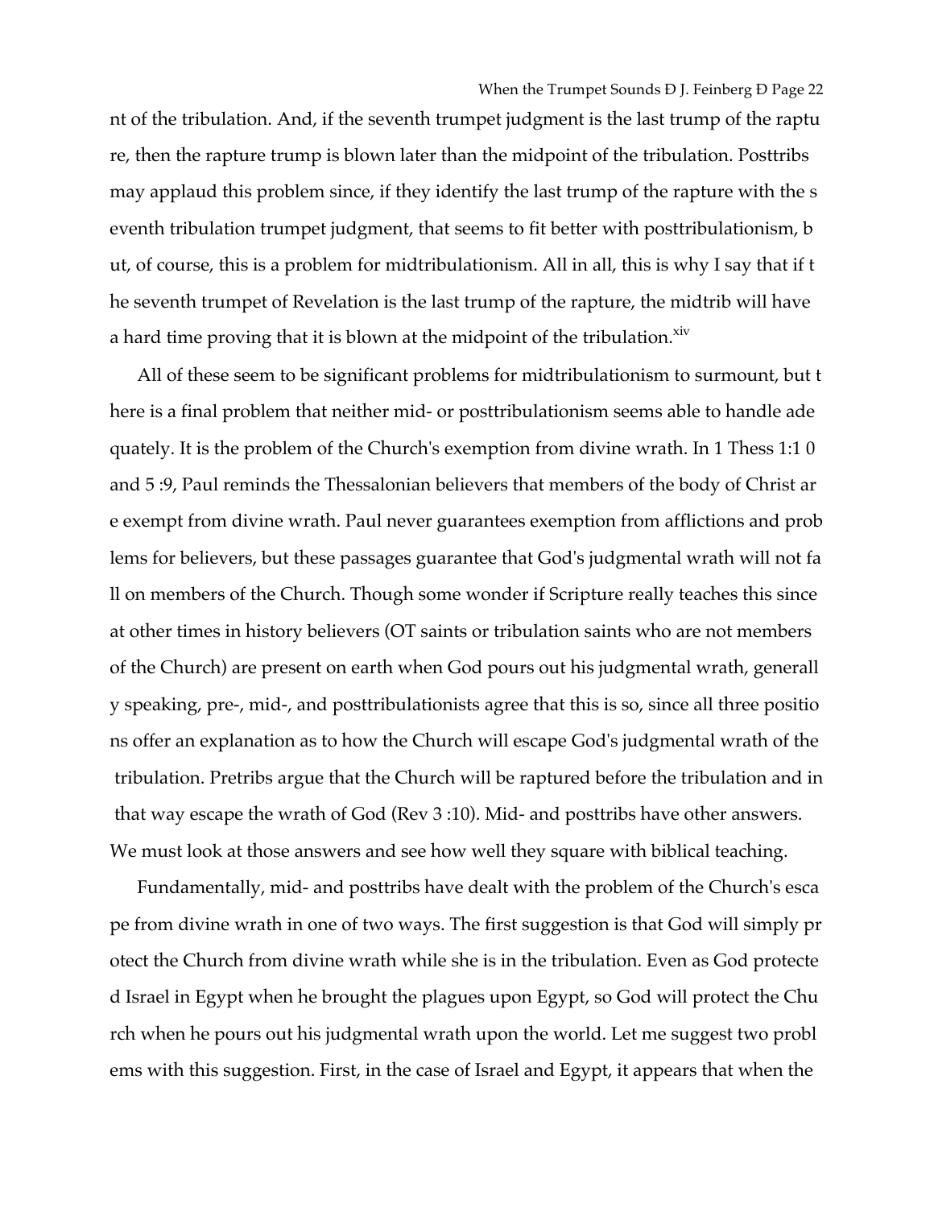nt of the tribulation. And, if the seventh trumpet judgment is the last trump of the rapture, then the rapture trump is blown later than the midpoint of the tribulation. Posttribs may applaud this problem since, if they identify the last trump of the rapture with the seventh tribulation trumpet judgment, that seems to fit better with posttribulationism, but, of course, this is a problem for midtribulationism. All in all, this is why I say that if the seventh trumpet of Revelation is the last trump of the rapture, the midtrib will have a hard time proving that it is blown at the midpoint of the tribulation.[xiv]

All of these seem to be significant problems for midtribulationism to surmount, but there is a final problem that neither mid- or posttribulationism seems able to handle adequately. It is the problem of the Church's exemption from divine wrath. In 1 Thess 1:10 and 5:9, Paul reminds the Thessalonian believers that members of the body of Christ are exempt from divine wrath. Paul never guarantees exemption from afflictions and problems for believers, but these passages guarantee that God's judgmental wrath will not fall on members of the Church. Though some wonder if Scripture really teaches this since at other times in history believers (OT saints or tribulation saints who are not members of the Church) are present on earth when God pours out his judgmental wrath, generally speaking, pre-, mid-, and posttribulationists agree that this is so, since all three positions offer an explanation as to how the Church will escape God's judgmental wrath of the tribulation. Pretribs argue that the Church will be raptured before the tribulation and in that way escape the wrath of God (Rev 3:10). Mid- and posttribs have other answers. We must look at those answers and see how well they square with biblical teaching.

Fundamentally, mid- and posttribs have dealt with the problem of the Church's escape from divine wrath in one of two ways. The first suggestion is that God will simply protect the Church from divine wrath while she is in the tribulation. Even as God protected Israel in Egypt when he brought the plagues upon Egypt, so God will protect the Church when he pours out his judgmental wrath upon the world. Let me suggest two problems with this suggestion. First, in the case of Israel and Egypt, it appears that when the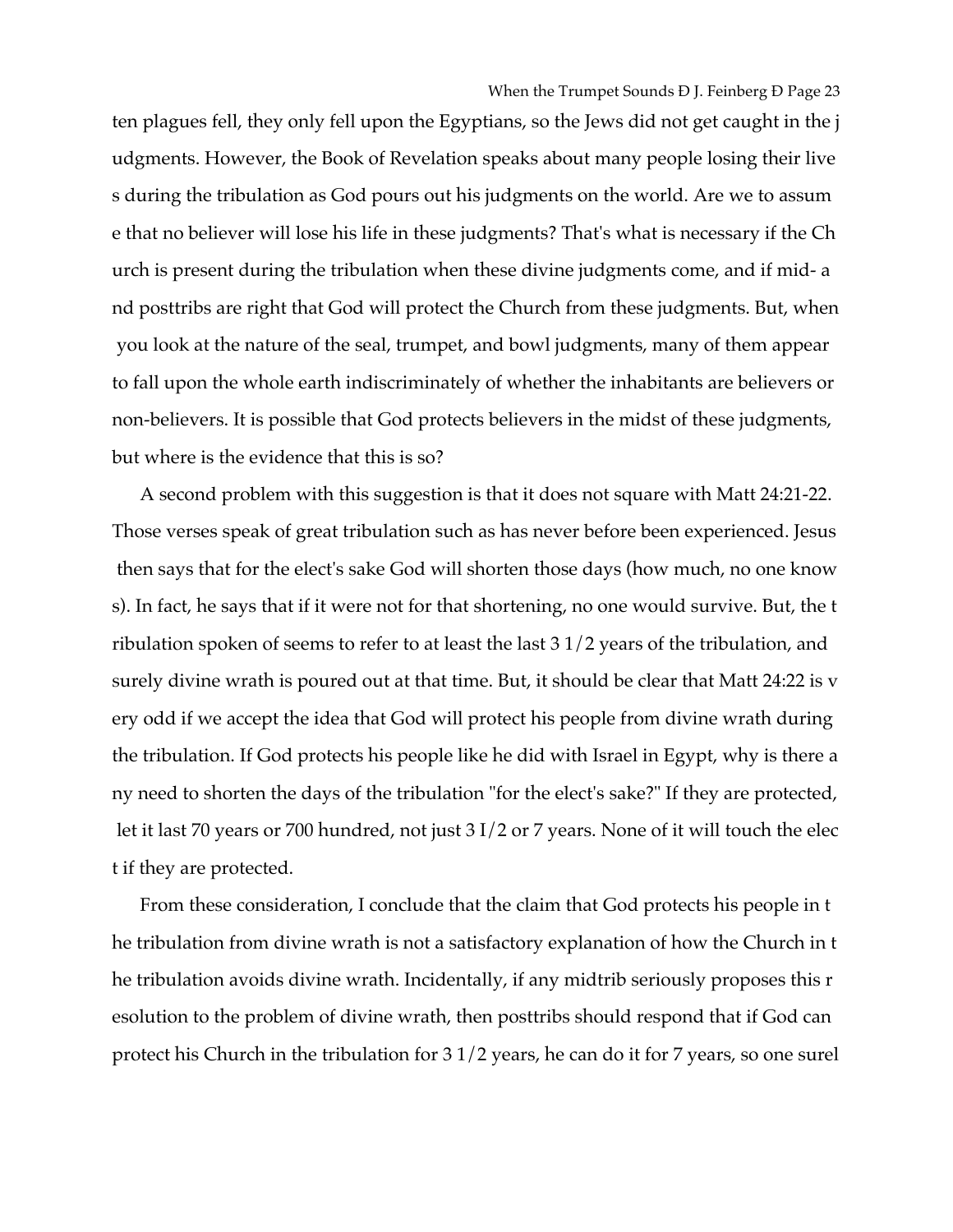ten plagues fell, they only fell upon the Egyptians, so the Jews did not get caught in the judgments. However, the Book of Revelation speaks about many people losing their lives during the tribulation as God pours out his judgments on the world. Are we to assume that no believer will lose his life in these judgments? That's what is necessary if the Church is present during the tribulation when these divine judgments come, and if mid- and posttribs are right that God will protect the Church from these judgments. But, when you look at the nature of the seal, trumpet, and bowl judgments, many of them appear to fall upon the whole earth indiscriminately of whether the inhabitants are believers or non-believers. It is possible that God protects believers in the midst of these judgments, but where is the evidence that this is so?

A second problem with this suggestion is that it does not square with Matt 24:21-22. Those verses speak of great tribulation such as has never before been experienced. Jesus then says that for the elect's sake God will shorten those days (how much, no one knows). In fact, he says that if it were not for that shortening, no one would survive. But, the tribulation spoken of seems to refer to at least the last 3 1/2 years of the tribulation, and surely divine wrath is poured out at that time. But, it should be clear that Matt 24:22 is very odd if we accept the idea that God will protect his people from divine wrath during the tribulation. If God protects his people like he did with Israel in Egypt, why is there any need to shorten the days of the tribulation "for the elect's sake?" If they are protected, let it last 70 years or 700 hundred, not just 3 I/2 or 7 years. None of it will touch the elect if they are protected.

From these consideration, I conclude that the claim that God protects his people in the tribulation from divine wrath is not a satisfactory explanation of how the Church in the tribulation avoids divine wrath. Incidentally, if any midtrib seriously proposes this resolution to the problem of divine wrath, then posttribs should respond that if God can protect his Church in the tribulation for 3 1/2 years, he can do it for 7 years, so one surel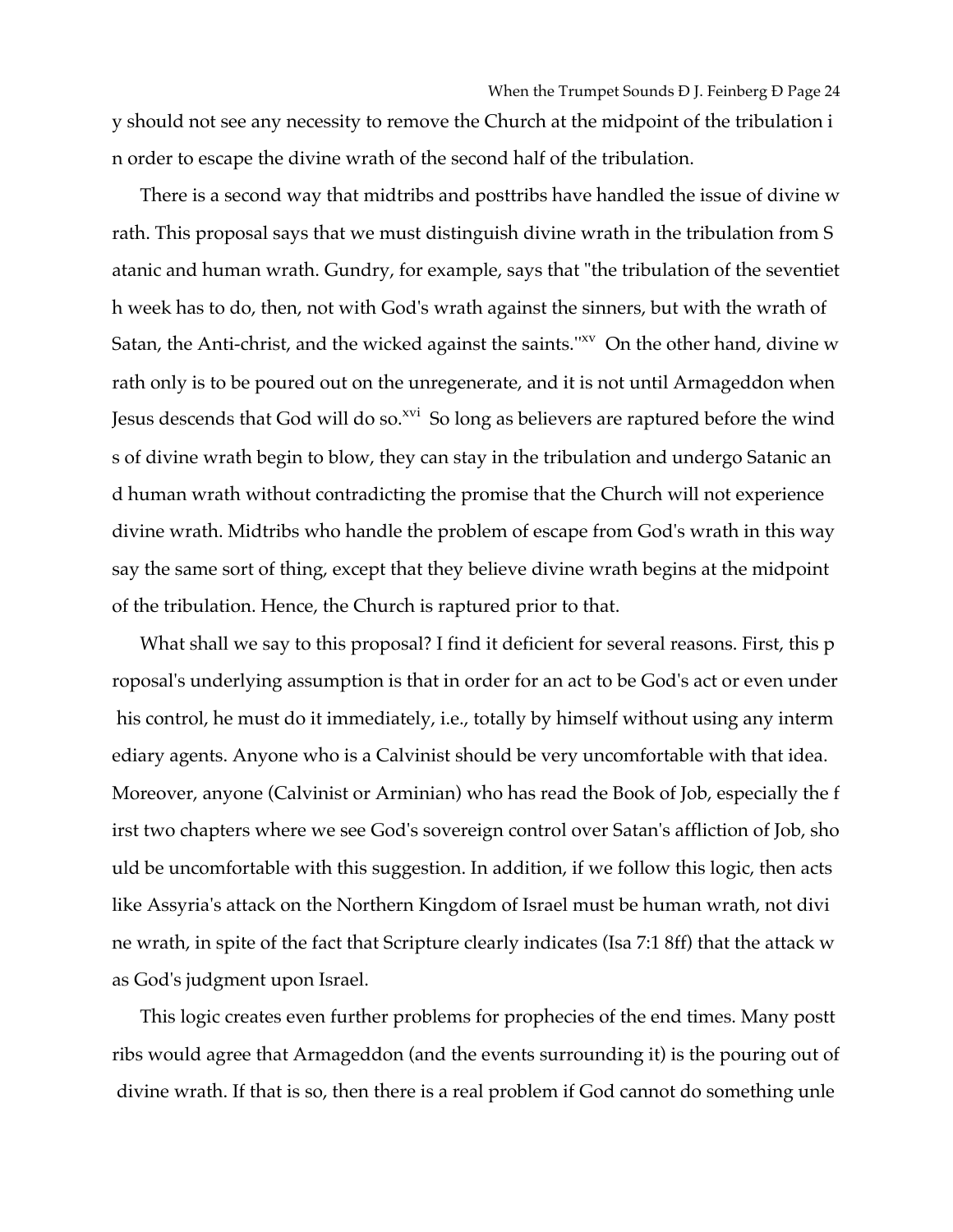y should not see any necessity to remove the Church at the midpoint of the tribulation in order to escape the divine wrath of the second half of the tribulation.

There is a second way that midtribs and posttribs have handled the issue of divine wrath. This proposal says that we must distinguish divine wrath in the tribulation from Satanic and human wrath. Gundry, for example, says that "the tribulation of the seventieth week has to do, then, not with God's wrath against the sinners, but with the wrath of Satan, the Anti-christ, and the wicked against the saints."[xv] On the other hand, divine wrath only is to be poured out on the unregenerate, and it is not until Armageddon when Jesus descends that God will do so.[xvi] So long as believers are raptured before the winds of divine wrath begin to blow, they can stay in the tribulation and undergo Satanic and human wrath without contradicting the promise that the Church will not experience divine wrath. Midtribs who handle the problem of escape from God's wrath in this way say the same sort of thing, except that they believe divine wrath begins at the midpoint of the tribulation. Hence, the Church is raptured prior to that.

What shall we say to this proposal? I find it deficient for several reasons. First, this proposal's underlying assumption is that in order for an act to be God's act or even under his control, he must do it immediately, i.e., totally by himself without using any intermediary agents. Anyone who is a Calvinist should be very uncomfortable with that idea. Moreover, anyone (Calvinist or Arminian) who has read the Book of Job, especially the first two chapters where we see God's sovereign control over Satan's affliction of Job, should be uncomfortable with this suggestion. In addition, if we follow this logic, then acts like Assyria's attack on the Northern Kingdom of Israel must be human wrath, not divine wrath, in spite of the fact that Scripture clearly indicates (Isa 7:1 8ff) that the attack was God's judgment upon Israel.

This logic creates even further problems for prophecies of the end times. Many posttribs would agree that Armageddon (and the events surrounding it) is the pouring out of divine wrath. If that is so, then there is a real problem if God cannot do something unle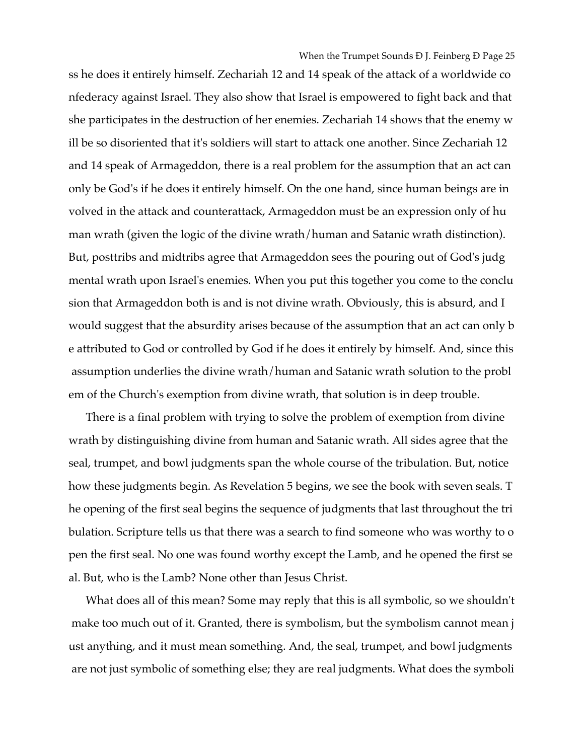ss he does it entirely himself. Zechariah 12 and 14 speak of the attack of a worldwide confederacy against Israel. They also show that Israel is empowered to fight back and that she participates in the destruction of her enemies. Zechariah 14 shows that the enemy will be so disoriented that it's soldiers will start to attack one another. Since Zechariah 12 and 14 speak of Armageddon, there is a real problem for the assumption that an act can only be God's if he does it entirely himself. On the one hand, since human beings are involved in the attack and counterattack, Armageddon must be an expression only of human wrath (given the logic of the divine wrath/human and Satanic wrath distinction). But, posttribs and midtribs agree that Armageddon sees the pouring out of God's judgmental wrath upon Israel's enemies. When you put this together you come to the conclusion that Armageddon both is and is not divine wrath. Obviously, this is absurd, and I would suggest that the absurdity arises because of the assumption that an act can only be attributed to God or controlled by God if he does it entirely by himself. And, since this assumption underlies the divine wrath/human and Satanic wrath solution to the problem of the Church's exemption from divine wrath, that solution is in deep trouble.

There is a final problem with trying to solve the problem of exemption from divine wrath by distinguishing divine from human and Satanic wrath. All sides agree that the seal, trumpet, and bowl judgments span the whole course of the tribulation. But, notice how these judgments begin. As Revelation 5 begins, we see the book with seven seals. The opening of the first seal begins the sequence of judgments that last throughout the tribulation. Scripture tells us that there was a search to find someone who was worthy to open the first seal. No one was found worthy except the Lamb, and he opened the first seal. But, who is the Lamb? None other than Jesus Christ.

What does all of this mean? Some may reply that this is all symbolic, so we shouldn't make too much out of it. Granted, there is symbolism, but the symbolism cannot mean just anything, and it must mean something. And, the seal, trumpet, and bowl judgments are not just symbolic of something else; they are real judgments. What does the symboli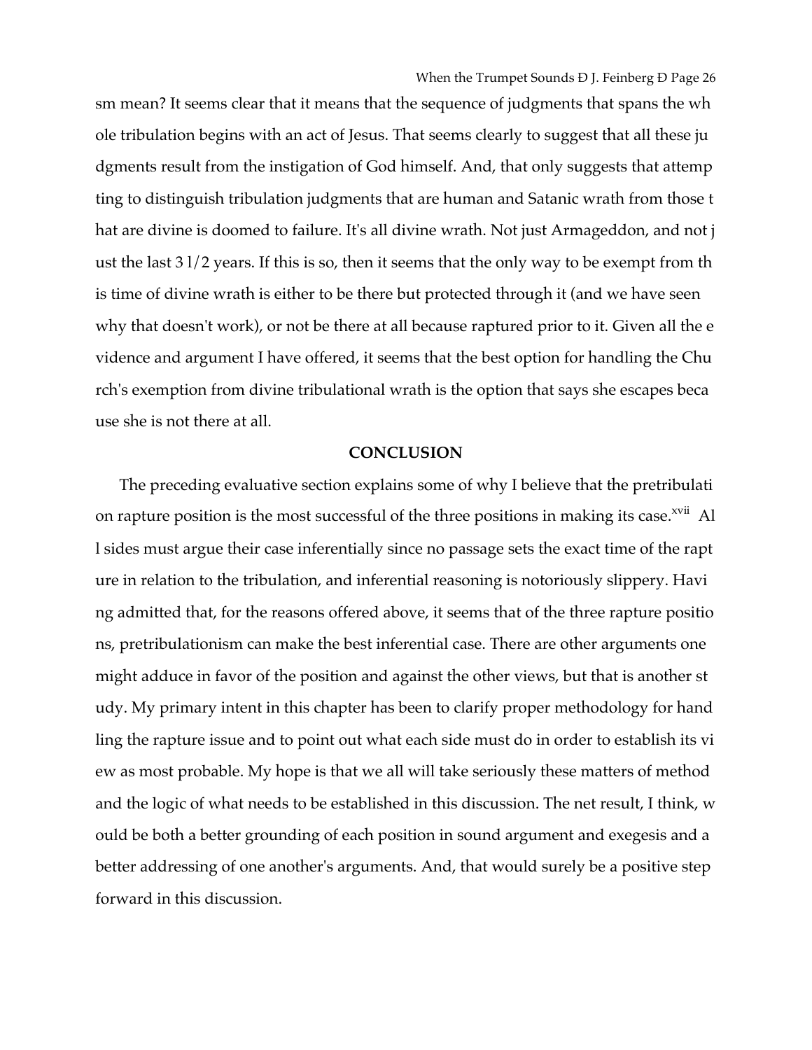sm mean? It seems clear that it means that the sequence of judgments that spans the whole tribulation begins with an act of Jesus. That seems clearly to suggest that all these judgments result from the instigation of God himself. And, that only suggests that attempting to distinguish tribulation judgments that are human and Satanic wrath from those that are divine is doomed to failure. It's all divine wrath. Not just Armageddon, and not just the last 3 1/2 years. If this is so, then it seems that the only way to be exempt from this time of divine wrath is either to be there but protected through it (and we have seen why that doesn't work), or not be there at all because raptured prior to it. Given all the evidence and argument I have offered, it seems that the best option for handling the Church's exemption from divine tribulational wrath is the option that says she escapes because she is not there at all.

## CONCLUSION

The preceding evaluative section explains some of why I believe that the pretribulation rapture position is the most successful of the three positions in making its case.[xvii] All sides must argue their case inferentially since no passage sets the exact time of the rapture in relation to the tribulation, and inferential reasoning is notoriously slippery. Having admitted that, for the reasons offered above, it seems that of the three rapture positions, pretribulationism can make the best inferential case. There are other arguments one might adduce in favor of the position and against the other views, but that is another study. My primary intent in this chapter has been to clarify proper methodology for handling the rapture issue and to point out what each side must do in order to establish its view as most probable. My hope is that we all will take seriously these matters of method and the logic of what needs to be established in this discussion. The net result, I think, would be both a better grounding of each position in sound argument and exegesis and a better addressing of one another's arguments. And, that would surely be a positive step forward in this discussion.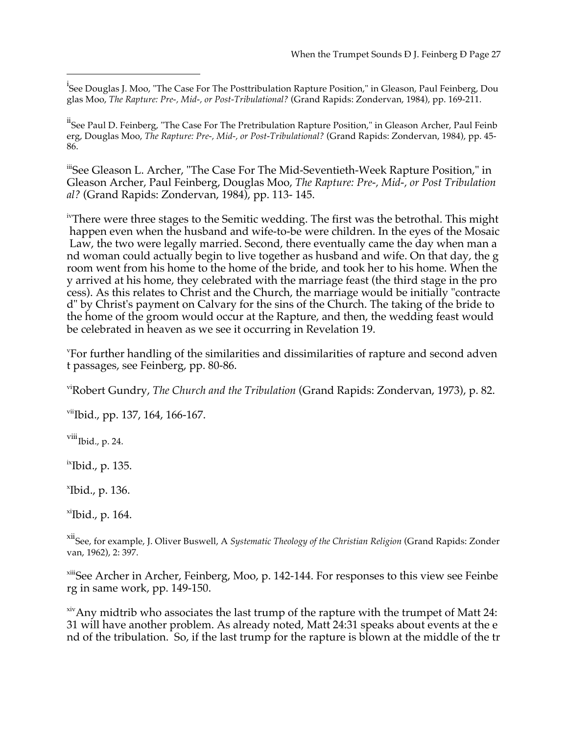[i]See Douglas J. Moo, "The Case For The Posttribulation Rapture Position," in Gleason, Paul Feinberg, Douglas Moo, *The Rapture: Pre-, Mid-, or Post-Tribulational?* (Grand Rapids: Zondervan, 1984), pp. 169-211.

[ii]See Paul D. Feinberg, "The Case For The Pretribulation Rapture Position," in Gleason Archer, Paul Feinberg, Douglas Moo, *The Rapture: Pre-, Mid-, or Post-Tribulational?* (Grand Rapids: Zondervan, 1984), pp. 45-86.

[iii]See Gleason L. Archer, "The Case For The Mid-Seventieth-Week Rapture Position," in Gleason Archer, Paul Feinberg, Douglas Moo, *The Rapture: Pre-, Mid-, or Post Tribulational?* (Grand Rapids: Zondervan, 1984), pp. 113- 145.

[iv]There were three stages to the Semitic wedding. The first was the betrothal. This might happen even when the husband and wife-to-be were children. In the eyes of the Mosaic Law, the two were legally married. Second, there eventually came the day when man and woman could actually begin to live together as husband and wife. On that day, the groom went from his home to the home of the bride, and took her to his home. When they arrived at his home, they celebrated with the marriage feast (the third stage in the process). As this relates to Christ and the Church, the marriage would be initially "contracted" by Christ's payment on Calvary for the sins of the Church. The taking of the bride to the home of the groom would occur at the Rapture, and then, the wedding feast would be celebrated in heaven as we see it occurring in Revelation 19.

[v]For further handling of the similarities and dissimilarities of rapture and second advent passages, see Feinberg, pp. 80-86.

[vi]Robert Gundry, *The Church and the Tribulation* (Grand Rapids: Zondervan, 1973), p. 82.

[vii]Ibid., pp. 137, 164, 166-167.

[viii]Ibid., p. 24.

[ix]Ibid., p. 135.

[x]Ibid., p. 136.

[xi]Ibid., p. 164.

[xii]See, for example, J. Oliver Buswell, A *Systematic Theology of the Christian Religion* (Grand Rapids: Zondervan, 1962), 2: 397.

[xiii]See Archer in Archer, Feinberg, Moo, p. 142-144. For responses to this view see Feinberg in same work, pp. 149-150.

[xiv]Any midtrib who associates the last trump of the rapture with the trumpet of Matt 24:31 will have another problem. As already noted, Matt 24:31 speaks about events at the end of the tribulation. So, if the last trump for the rapture is blown at the middle of the tr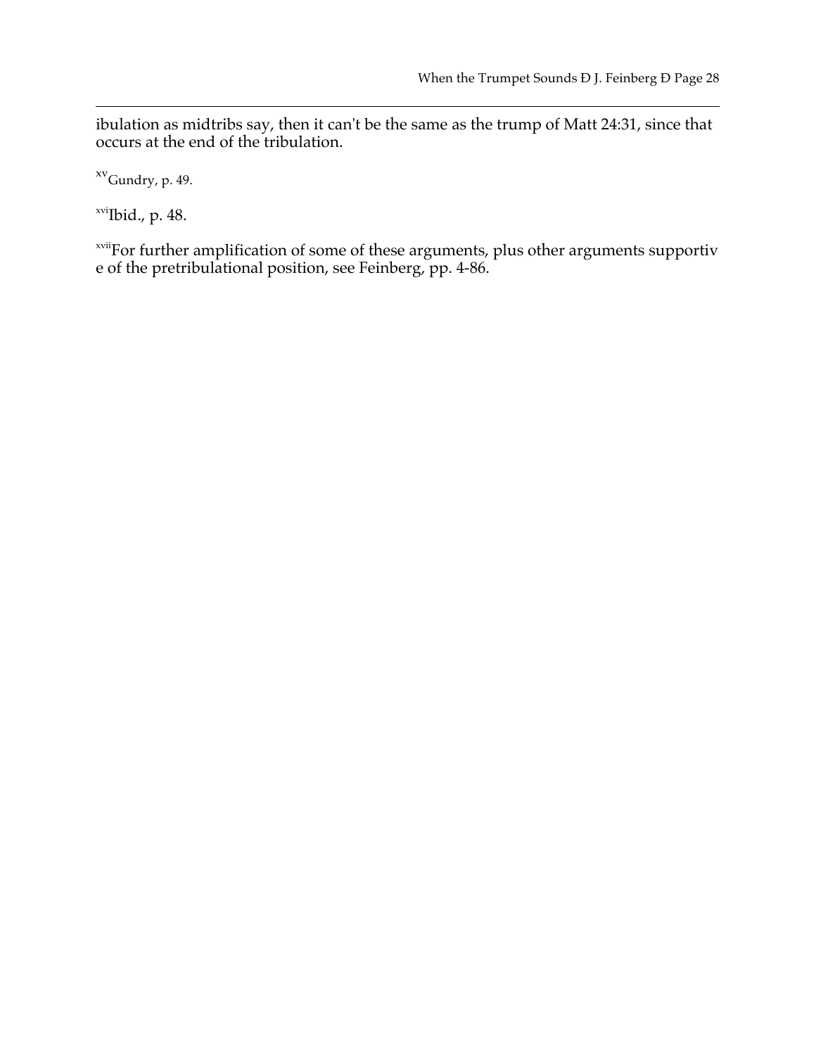ibulation as midtribs say, then it can't be the same as the trump of Matt 24:31, since that occurs at the end of the tribulation.

[xv]Gundry, p. 49.

[xvi]Ibid., p. 48.

[xvii]For further amplification of some of these arguments, plus other arguments supportiv e of the pretribulational position, see Feinberg, pp. 4-86.